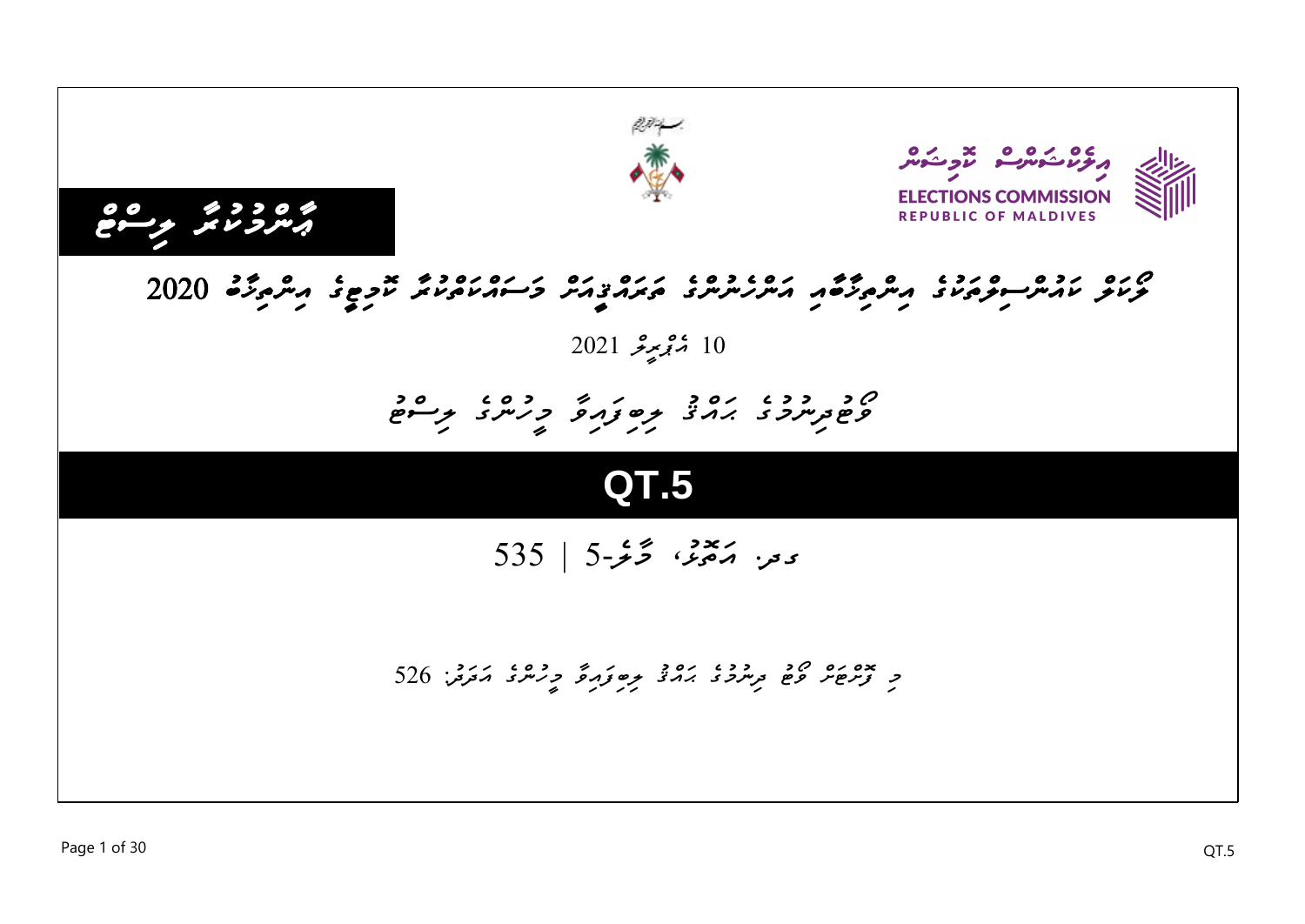އިލެކްޝަންސް ކޮމިޝަން

ELECTIONS COMMISSION
REPUBLIC OF MALDIVES

**އާންމުކުރާ ލިސްޓް**

# ލޯކަލް ކައުންސިލްތަކުގެ އިންތިޚާބާއި އަންހެނުންގެ ތަރައްޤީއަށް މަސައްކަތްކުރާ ކޮމިޓީގެ އިންތިޚާބު 2020

10 އެޕްރީލް 2021

## ވޯޓުދިނުމުގެ ހައްޤު ލިބިފައިވާ މީހުންގެ ލިސްޓު

# QT.5

ގދ. އަތޮޅު، މާޖާ-5 | 535

މި ފޯމުގައި ވޯޓު ދިނުމުގެ ހައްޤު ލިބިފައިވާ މީހުންގެ އަދަދު: 526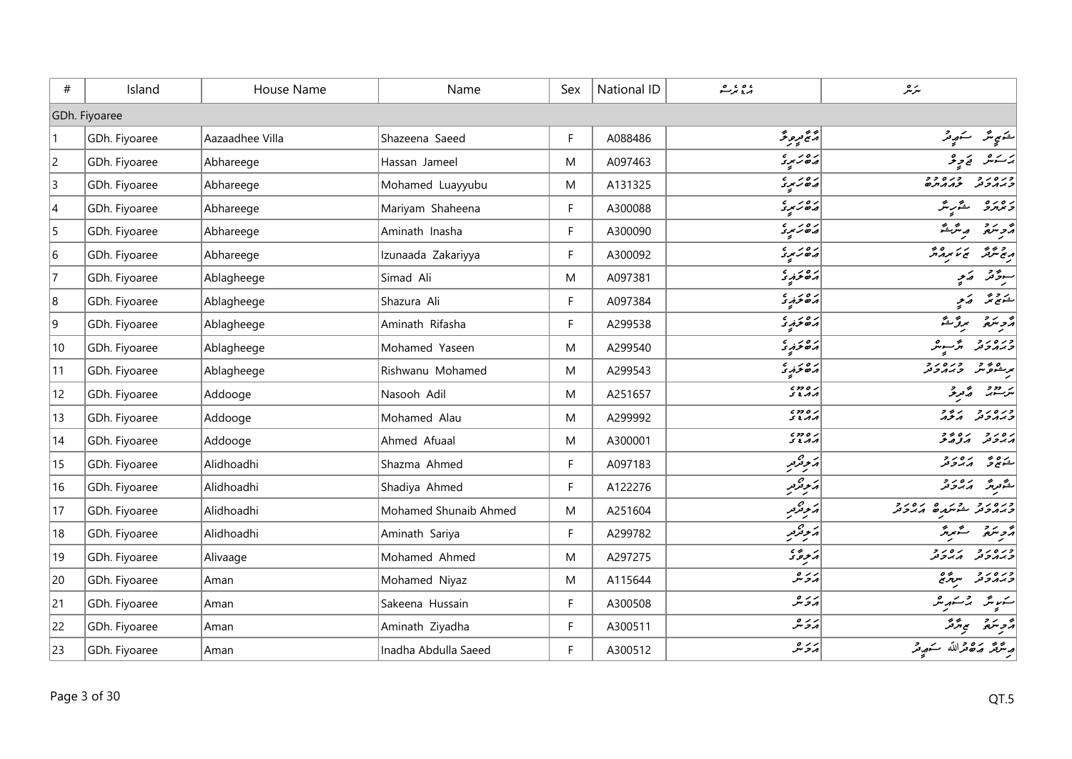| # | Island | House Name | Name | Sex | National ID | ގެއުގެ ނަން | ނަން |
|---|---|---|---|---|---|---|---|
| GDh. Fiyoaree | | | | | | | |
| 1 | GDh. Fiyoaree | Aazaadhee Villa | Shazeena Saeed | F | A088486 | އާޒާދީވިލާ | ޝަޒީނާ ސަޢީދު |
| 2 | GDh. Fiyoaree | Abhareege | Hassan Jameel | M | A097463 | އަބަރީގެ | ހަސަން ޖަމީލު |
| 3 | GDh. Fiyoaree | Abhareege | Mohamed Luayyubu | M | A131325 | އަބަރީގެ | މުޙައްމަދު ލުއައްޔުބު |
| 4 | GDh. Fiyoaree | Abhareege | Mariyam Shaheena | F | A300088 | އަބަރީގެ | މަރިޔަމް ޝާހީނާ |
| 5 | GDh. Fiyoaree | Abhareege | Aminath Inasha | F | A300090 | އަބަރީގެ | އާމިނަތު އިނާޝާ |
| 6 | GDh. Fiyoaree | Abhareege | Izunaada Zakariyya | F | A300092 | އަބަރީގެ | އިޒުނާދާ ޒަކަރިއްޔާ |
| 7 | GDh. Fiyoaree | Ablagheege | Simad Ali | M | A097381 | އަބްލަޣީގެ | ސިމާދު އަލި |
| 8 | GDh. Fiyoaree | Ablagheege | Shazura Ali | F | A097384 | އަބްލަޣީގެ | ޝަޒުރާ އަލި |
| 9 | GDh. Fiyoaree | Ablagheege | Aminath Rifasha | F | A299538 | އަބްލަޣީގެ | އާމިނަތު ރިފާޝާ |
| 10 | GDh. Fiyoaree | Ablagheege | Mohamed Yaseen | M | A299540 | އަބްލަޣީގެ | މުޙައްމަދު ޔާސީން |
| 11 | GDh. Fiyoaree | Ablagheege | Rishwanu Mohamed | M | A299543 | އަބްލަޣީގެ | ރިޝްވާނު މުޙައްމަދު |
| 12 | GDh. Fiyoaree | Addooge | Nasooh Adil | M | A251657 | އައްޑޫގެ | ނަސޫޙު އާދިލު |
| 13 | GDh. Fiyoaree | Addooge | Mohamed Alau | M | A299992 | އައްޑޫގެ | މުޙައްމަދު އަލާއު |
| 14 | GDh. Fiyoaree | Addooge | Ahmed Afuaal | M | A300001 | އައްޑޫގެ | އަޙްމަދު އަފުއާލު |
| 15 | GDh. Fiyoaree | Alidhoadhi | Shazma Ahmed | F | A097183 | އަލިދޯދި | ޝަޒްމާ އަޙްމަދު |
| 16 | GDh. Fiyoaree | Alidhoadhi | Shadiya Ahmed | F | A122276 | އަލިދޯދި | ޝާދިޔާ އަޙްމަދު |
| 17 | GDh. Fiyoaree | Alidhoadhi | Mohamed Shunaib Ahmed | M | A251604 | އަލިދޯދި | މުޙައްމަދު ޝުނައިބު އަޙްމަދު |
| 18 | GDh. Fiyoaree | Alidhoadhi | Aminath Sariya | F | A299782 | އަލިދޯދި | އާމިނަތު ސާރިޔާ |
| 19 | GDh. Fiyoaree | Alivaage | Mohamed Ahmed | M | A297275 | އަލިވާގެ | މުޙައްމަދު އަޙްމަދު |
| 20 | GDh. Fiyoaree | Aman | Mohamed Niyaz | M | A115644 | އަމަން | މުޙައްމަދު ނިޔާޒު |
| 21 | GDh. Fiyoaree | Aman | Sakeena Hussain | F | A300508 | އަމަން | ސަކީނާ ހުސައިން |
| 22 | GDh. Fiyoaree | Aman | Aminath Ziyadha | F | A300511 | އަމަން | އާމިނަތު ޒިޔާދާ |
| 23 | GDh. Fiyoaree | Aman | Inadha Abdulla Saeed | F | A300512 | އަމަން | އިނާދާ އަބްދުﷲ ސަޢީދު |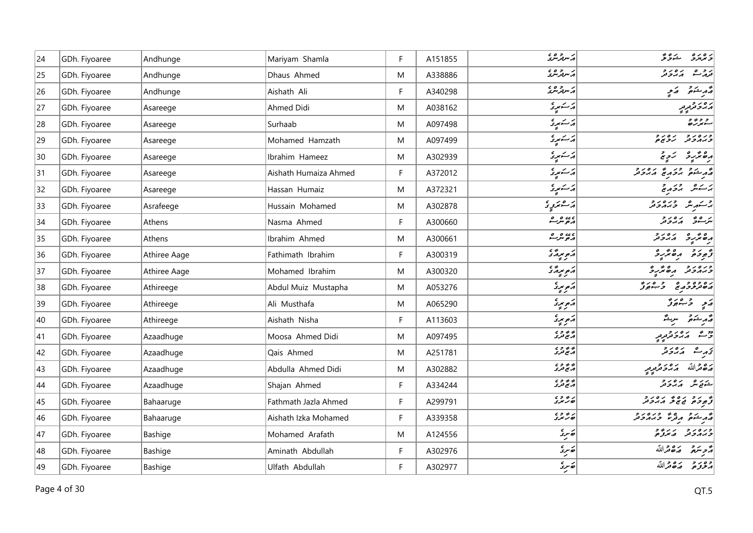| 24 | GDh. Fiyoaree | Andhunge | Mariyam Shamla | F | A151855 | އަންދުންގެ | މަރިޔަމް ޝަމްލާ |
|---|---|---|---|---|---|---|---|
| 25 | GDh. Fiyoaree | Andhunge | Dhaus Ahmed | M | A338886 | އަންދުންގެ | ދައުސް އަޙްމަދު |
| 26 | GDh. Fiyoaree | Andhunge | Aishath Ali | F | A340298 | އަންދުންގެ | އާއިޝަތު ޢަލީ |
| 27 | GDh. Fiyoaree | Asareege | Ahmed Didi | M | A038162 | އަސަރީގެ | އަޙްމަދުދީދީ |
| 28 | GDh. Fiyoaree | Asareege | Surhaab | M | A097498 | އަސަރީގެ | ސުރުހާބު |
| 29 | GDh. Fiyoaree | Asareege | Mohamed Hamzath | M | A097499 | އަސަރީގެ | މުޙައްމަދު ހަމްޒަތު |
| 30 | GDh. Fiyoaree | Asareege | Ibrahim Hameez | M | A302939 | އަސަރީގެ | އިބްރާހީމް ހަމީޒު |
| 31 | GDh. Fiyoaree | Asareege | Aishath Humaiza Ahmed | F | A372012 | އަސަރީގެ | އާއިޝަތު ހުމައިޒާ އަޙްމަދު |
| 32 | GDh. Fiyoaree | Asareege | Hassan Humaiz | M | A372321 | އަސަރީގެ | ހަސަން ހުމައިޒު |
| 33 | GDh. Fiyoaree | Asrafeege | Hussain Mohamed | M | A302878 | އަސްރަފީގެ | ހުސައިން މުޙައްމަދު |
| 34 | GDh. Fiyoaree | Athens | Nasma Ahmed | F | A300660 | އެތެންސް | ނަސްމާ އަޙްމަދު |
| 35 | GDh. Fiyoaree | Athens | Ibrahim Ahmed | M | A300661 | އެތެންސް | އިބްރާހީމް އަޙްމަދު |
| 36 | GDh. Fiyoaree | Athiree Aage | Fathimath Ibrahim | F | A300319 | އަތިރީއާގެ | ފާތިމަތު އިބްރާހީމް |
| 37 | GDh. Fiyoaree | Athiree Aage | Mohamed Ibrahim | M | A300320 | އަތިރީއާގެ | މުޙައްމަދު އިބްރާހީމް |
| 38 | GDh. Fiyoaree | Athireege | Abdul Muiz Mustapha | M | A053276 | އަތިރީގެ | އަބްދުލްމުޢިއްޒު މުސްތަފާ |
| 39 | GDh. Fiyoaree | Athireege | Ali Musthafa | M | A065290 | އަތިރީގެ | ޢަލީ މުސްތަފާ |
| 40 | GDh. Fiyoaree | Athireege | Aishath Nisha | F | A113603 | އަތިރީގެ | އާއިޝަތު ނިޝާ |
| 41 | GDh. Fiyoaree | Azaadhuge | Moosa Ahmed Didi | M | A097495 | އަޒާދުގެ | މޫސާ އަޙްމަދުދީދީ |
| 42 | GDh. Fiyoaree | Azaadhuge | Qais Ahmed | M | A251781 | އަޒާދުގެ | ޤައިސް އަޙްމަދު |
| 43 | GDh. Fiyoaree | Azaadhuge | Abdulla Ahmed Didi | M | A302882 | އަޒާދުގެ | އަބްދުﷲ އަޙްމަދުދީދީ |
| 44 | GDh. Fiyoaree | Azaadhuge | Shajan Ahmed | F | A334244 | އަޒާދުގެ | ޝަޖަން އަޙްމަދު |
| 45 | GDh. Fiyoaree | Bahaaruge | Fathmath Jazla Ahmed | F | A299791 | ބަހާރުގެ | ފާތިމަތު ޖަޒްލާ އަޙްމަދު |
| 46 | GDh. Fiyoaree | Bahaaruge | Aishath Izka Mohamed | F | A339358 | ބަހާރުގެ | އާއިޝަތު އިޒްކާ މުޙައްމަދު |
| 47 | GDh. Fiyoaree | Bashige | Mohamed Arafath | M | A124556 | ބަޝިގެ | މުޙައްމަދު އަރަފާތު |
| 48 | GDh. Fiyoaree | Bashige | Aminath Abdullah | F | A302976 | ބަޝިގެ | އާމިނަތު އަބްދުﷲ |
| 49 | GDh. Fiyoaree | Bashige | Ulfath Abdullah | F | A302977 | ބަޝިގެ | އުލްފަތު އަބްދުﷲ |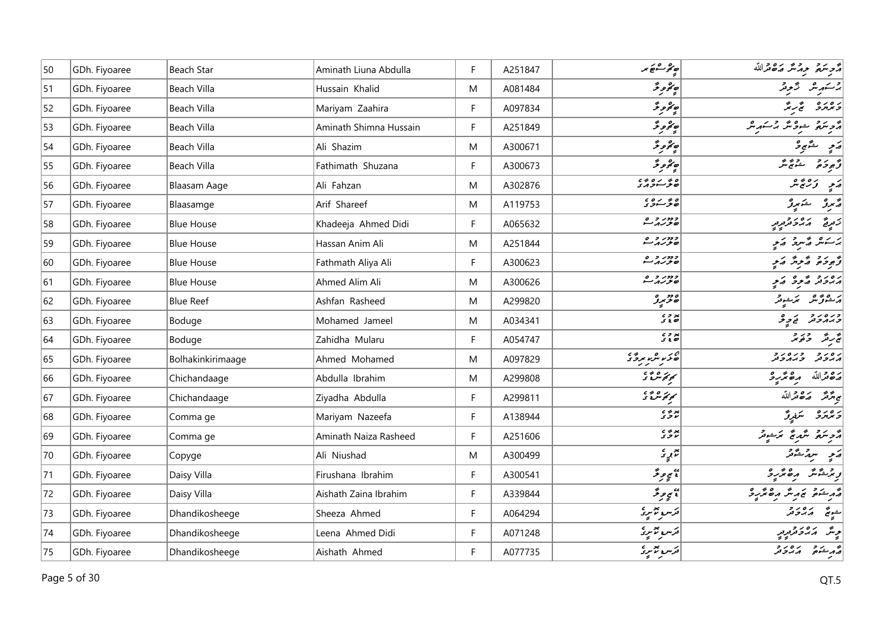| 50 | GDh. Fiyoaree | Beach Star | Aminath Liuna Abdulla | F | A251847 | ބީޗްސްޓާރ | އާމިނަތު ލިއުނާ އަބްދުﷲ |
|---|---|---|---|---|---|---|---|
| 51 | GDh. Fiyoaree | Beach Villa | Hussain Khalid | M | A081484 | ބީޗްވިލާ | ހުސައިން ޚާލިދު |
| 52 | GDh. Fiyoaree | Beach Villa | Mariyam Zaahira | F | A097834 | ބީޗްވިލާ | މަރިޔަމް ޒާހިރާ |
| 53 | GDh. Fiyoaree | Beach Villa | Aminath Shimna Hussain | F | A251849 | ބީޗްވިލާ | އާމިނަތު ޝިމްނާ ހުސައިން |
| 54 | GDh. Fiyoaree | Beach Villa | Ali Shazim | M | A300671 | ބީޗްވިލާ | އަލި ޝާޒިމް |
| 55 | GDh. Fiyoaree | Beach Villa | Fathimath Shuzana | F | A300673 | ބީޗްވިލާ | ފާތިމަތު ޝުޒާނާ |
| 56 | GDh. Fiyoaree | Blaasam Aage | Ali Fahzan | M | A302876 | ބްލާސަމްއާގެ | އަލި ފަހްޒާން |
| 57 | GDh. Fiyoaree | Blaasamge | Arif Shareef | M | A119753 | ބްލާސަމްގެ | އާރިފު ޝަރީފު |
| 58 | GDh. Fiyoaree | Blue House | Khadeeja Ahmed Didi | F | A065632 | ބްލޫހައުސް | ޚަދީޖާ އަޙްމަދުދީދީ |
| 59 | GDh. Fiyoaree | Blue House | Hassan Anim Ali | M | A251844 | ބްލޫހައުސް | ޙަސަން އާނިމް އަލި |
| 60 | GDh. Fiyoaree | Blue House | Fathmath Aliya Ali | F | A300623 | ބްލޫހައުސް | ފާތިމަތު އާލިޔާ އަލި |
| 61 | GDh. Fiyoaree | Blue House | Ahmed Alim Ali | M | A300626 | ބްލޫހައުސް | އަޙްމަދު އާލިމް އަލި |
| 62 | GDh. Fiyoaree | Blue Reef | Ashfan Rasheed | M | A299820 | ބްލޫރީފް | އަޝްފާން ރަޝީދު |
| 63 | GDh. Fiyoaree | Boduge | Mohamed Jameel | M | A034341 | ބޮޑުގެ | މުޙައްމަދު ޖަމީލް |
| 64 | GDh. Fiyoaree | Boduge | Zahidha Mularu | F | A054747 | ބޮޑުގެ | ޒާހިދާ މުލަރު |
| 65 | GDh. Fiyoaree | Bolhakinkirimaage | Ahmed Mohamed | M | A097829 | ބޮޅަކިންކިރިމާގެ | އަޙްމަދު މުޙައްމަދު |
| 66 | GDh. Fiyoaree | Chichandaage | Abdulla Ibrahim | M | A299808 | ޗިޗަންދާގެ | އަބްދުﷲ އިބްރާހީމް |
| 67 | GDh. Fiyoaree | Chichandaage | Ziyadha Abdulla | F | A299811 | ޗިޗަންދާގެ | ޒިޔާދާ އަބްދުﷲ |
| 68 | GDh. Fiyoaree | Comma ge | Mariyam Nazeefa | F | A138944 | ކޮމާގެ | މަރިޔަމް ނަޒީފާ |
| 69 | GDh. Fiyoaree | Comma ge | Aminath Naiza Rasheed | F | A251606 | ކޮމާގެ | އާމިނަތު ނާއިޒާ ރަޝީދު |
| 70 | GDh. Fiyoaree | Copyge | Ali Niushad | M | A300499 | ކޮޕީގެ | އަލި ނިއުޝާދު |
| 71 | GDh. Fiyoaree | Daisy Villa | Firushana Ibrahim | F | A300541 | ޑޭޒީވިލާ | ފިރުޝާނާ އިބްރާހީމް |
| 72 | GDh. Fiyoaree | Daisy Villa | Aishath Zaina Ibrahim | F | A339844 | ޑޭޒީވިލާ | އާއިޝަތު ޒައިނާ އިބްރާހީމް |
| 73 | GDh. Fiyoaree | Dhandikosheege | Sheeza Ahmed | F | A064294 | ދަނޑިކޮށީގެ | ޝީޒާ އަޙްމަދު |
| 74 | GDh. Fiyoaree | Dhandikosheege | Leena Ahmed Didi | F | A071248 | ދަނޑިކޮށީގެ | ލީނާ އަޙްމަދުދީދީ |
| 75 | GDh. Fiyoaree | Dhandikosheege | Aishath Ahmed | F | A077735 | ދަނޑިކޮށީގެ | އާއިޝަތު އަޙްމަދު |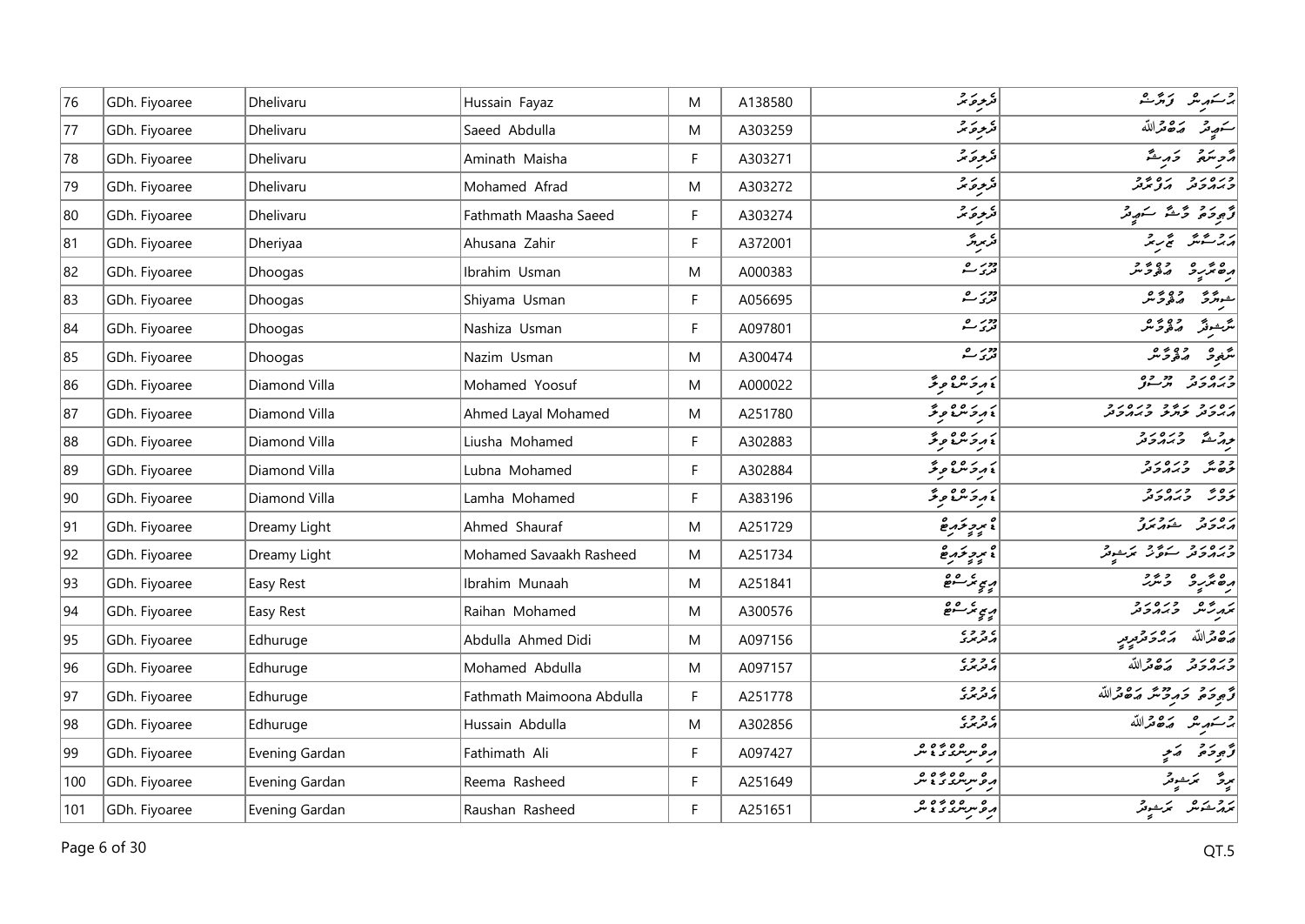| 76 | GDh. Fiyoaree | Dhelivaru | Hussain Fayaz | M | A138580 | ދެލިވަރު | ޙުސައިން ފައްޔާޒު |
|---|---|---|---|---|---|---|---|
| 77 | GDh. Fiyoaree | Dhelivaru | Saeed Abdulla | M | A303259 | ދެލިވަރު | ސަޢީދު އަބްދުﷲ |
| 78 | GDh. Fiyoaree | Dhelivaru | Aminath Maisha | F | A303271 | ދެލިވަރު | އާމިނަތު މައިޝާ |
| 79 | GDh. Fiyoaree | Dhelivaru | Mohamed Afrad | M | A303272 | ދެލިވަރު | މުހައްމަދު އަފްރާދު |
| 80 | GDh. Fiyoaree | Dhelivaru | Fathmath Maasha Saeed | F | A303274 | ދެލިވަރު | ފާތިމަތު މާޝާ ސަޢީދު |
| 81 | GDh. Fiyoaree | Dheriyaa | Ahusana Zahir | F | A372001 | ދެރިޔާ | އަހުސަނާ ޒާހިރު |
| 82 | GDh. Fiyoaree | Dhoogas | Ibrahim Usman | M | A000383 | ދޫގަސް | އިބްރާހީމް ޢުثްމާން |
| 83 | GDh. Fiyoaree | Dhoogas | Shiyama Usman | F | A056695 | ދޫގަސް | ޝިޔާމާ ޢުثްމާން |
| 84 | GDh. Fiyoaree | Dhoogas | Nashiza Usman | F | A097801 | ދޫގަސް | ނާޝިޒާ ޢުثްމާން |
| 85 | GDh. Fiyoaree | Dhoogas | Nazim Usman | M | A300474 | ދޫގަސް | ނާޒިމް ޢުثްމާން |
| 86 | GDh. Fiyoaree | Diamond Villa | Mohamed Yoosuf | M | A000022 | ޑައިމަންޑް ވިލާ | މުހައްމަދު ޔޫސުފު |
| 87 | GDh. Fiyoaree | Diamond Villa | Ahmed Layal Mohamed | M | A251780 | ޑައިމަންޑް ވިލާ | އަޙްމަދު ލަޔާލް މުހައްމަދު |
| 88 | GDh. Fiyoaree | Diamond Villa | Liusha Mohamed | F | A302883 | ޑައިމަންޑް ވިލާ | ލިއުޝާ މުހައްމަދު |
| 89 | GDh. Fiyoaree | Diamond Villa | Lubna Mohamed | F | A302884 | ޑައިމަންޑް ވިލާ | ލުބްނާ މުހައްމަދު |
| 90 | GDh. Fiyoaree | Diamond Villa | Lamha Mohamed | F | A383196 | ޑައިމަންޑް ވިލާ | ލަމްހާ މުހައްމަދު |
| 91 | GDh. Fiyoaree | Dreamy Light | Ahmed Shauraf | M | A251729 | ޑްރީމީލައިޓް | އަޙްމަދު ޝައުރަފު |
| 92 | GDh. Fiyoaree | Dreamy Light | Mohamed Savaakh Rasheed | M | A251734 | ޑްރީމީލައިޓް | މުހައްމަދު ސަވާޚް ރަޝީދު |
| 93 | GDh. Fiyoaree | Easy Rest | Ibrahim Munaah | M | A251841 | އީޒީރެސްޓް | އިބްރާހީމް މުނާހް |
| 94 | GDh. Fiyoaree | Easy Rest | Raihan Mohamed | M | A300576 | އީޒީރެސްޓް | ރައިހާން މުހައްމަދު |
| 95 | GDh. Fiyoaree | Edhuruge | Abdulla Ahmed Didi | M | A097156 | އެދުރުގެ | އަބްދުﷲ އަޙްމަދުދީދީ |
| 96 | GDh. Fiyoaree | Edhuruge | Mohamed Abdulla | M | A097157 | އެދުރުގެ | މުހައްމަދު އަބްދުﷲ |
| 97 | GDh. Fiyoaree | Edhuruge | Fathmath Maimoona Abdulla | F | A251778 | އެދުރުގެ | ފާތިމަތު މައިމޫނާ އަބްދުﷲ |
| 98 | GDh. Fiyoaree | Edhuruge | Hussain Abdulla | M | A302856 | އެދުރުގެ | ޙުސައިން އަބްދުﷲ |
| 99 | GDh. Fiyoaree | Evening Gardan | Fathimath Ali | F | A097427 | އިވްނިންގްގާޑަން | ފާތިމަތު ޢަލީ |
| 100 | GDh. Fiyoaree | Evening Gardan | Reema Rasheed | F | A251649 | އިވްނިންގްގާޑަން | ރީމާ ރަޝީދު |
| 101 | GDh. Fiyoaree | Evening Gardan | Raushan Rasheed | F | A251651 | އިވްނިންގްގާޑަން | ރައުޝަން ރަޝީދު |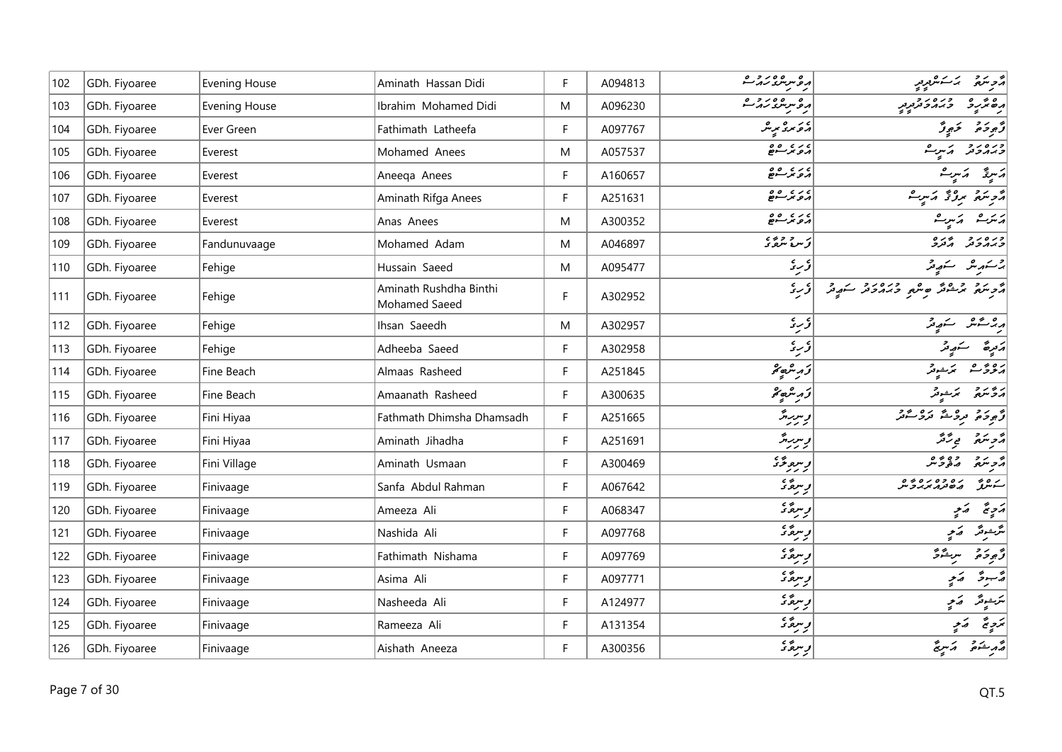| 102 | GDh. Fiyoaree | Evening House | Aminath Hassan Didi | F | A094813 | އިވެނިންގ ހައުސް | އާމިނަތު ޙަސަންދީދީ |
|---|---|---|---|---|---|---|---|
| 103 | GDh. Fiyoaree | Evening House | Ibrahim Mohamed Didi | M | A096230 | އިވެނިންގ ހައުސް | އިބްރާހީމް މުޙައްމަދުދީދީ |
| 104 | GDh. Fiyoaree | Ever Green | Fathimath Latheefa | F | A097767 | އެވަރގްރީން | ފާތިމަތު ލަޠީފާ |
| 105 | GDh. Fiyoaree | Everest | Mohamed Anees | M | A057537 | އެވަރެސްޓް | މުޙައްމަދު އަނީސް |
| 106 | GDh. Fiyoaree | Everest | Aneeqa Anees | F | A160657 | އެވަރެސްޓް | އަނީޤާ އަނީސް |
| 107 | GDh. Fiyoaree | Everest | Aminath Rifga Anees | F | A251631 | އެވަރެސްޓް | އާމިނަތު ރިފްގާ އަނީސް |
| 108 | GDh. Fiyoaree | Everest | Anas Anees | M | A300352 | އެވަރެސްޓް | އަނަސް އަނީސް |
| 109 | GDh. Fiyoaree | Fandunuvaage | Mohamed Adam | M | A046897 | ފަނުދުނުވާގެ | މުޙައްމަދު އާދަމް |
| 110 | GDh. Fiyoaree | Fehige | Hussain Saeed | M | A095477 | ފެހިގެ | ހުސައިން ސަޢީދު |
| 111 | GDh. Fiyoaree | Fehige | Aminath Rushdha Binthi Mohamed Saeed | F | A302952 | ފެހިގެ | އާމިނަތު ރުށްދާ ބިންތި މުޙައްމަދު ސަޢީދު |
| 112 | GDh. Fiyoaree | Fehige | Ihsan Saeedh | M | A302957 | ފެހިގެ | އިޙްސާން ސަޢީދު |
| 113 | GDh. Fiyoaree | Fehige | Adheeba Saeed | F | A302958 | ފެހިގެ | އަދީބާ ސަޢީދު |
| 114 | GDh. Fiyoaree | Fine Beach | Almaas Rasheed | F | A251845 | ފައިންބީޗް | އަލްމާސް ރަޝީދު |
| 115 | GDh. Fiyoaree | Fine Beach | Amaanath Rasheed | F | A300635 | ފައިންބީޗް | އަމާނަތު ރަޝީދު |
| 116 | GDh. Fiyoaree | Fini Hiyaa | Fathmath Dhimsha Dhamsadh | F | A251665 | ފިނިހިޔާ | ފާތިމަތު ދިމްޝާ ދަމްސާދު |
| 117 | GDh. Fiyoaree | Fini Hiyaa | Aminath Jihadha | F | A251691 | ފިނިހިޔާ | އާމިނަތު ޖިހާދާ |
| 118 | GDh. Fiyoaree | Fini Village | Aminath Usmaan | F | A300469 | ފިނިވިލެޖް | އާމިނަތު ޢުثްމާން |
| 119 | GDh. Fiyoaree | Finivaage | Sanfa Abdul Rahman | F | A067642 | ފިނިވާގެ | ސަންފާ ޢަބްދުއްރަޙްމާން |
| 120 | GDh. Fiyoaree | Finivaage | Ameeza Ali | F | A068347 | ފިނިވާގެ | އަމީޒާ ޢަލީ |
| 121 | GDh. Fiyoaree | Finivaage | Nashida Ali | F | A097768 | ފިނިވާގެ | ނާޝިދާ ޢަލީ |
| 122 | GDh. Fiyoaree | Finivaage | Fathimath Nishama | F | A097769 | ފިނިވާގެ | ފާތިމަތު ނިޝާމާ |
| 123 | GDh. Fiyoaree | Finivaage | Asima Ali | F | A097771 | ފިނިވާގެ | އާސިމާ ޢަލީ |
| 124 | GDh. Fiyoaree | Finivaage | Nasheeda Ali | F | A124977 | ފިނިވާގެ | ނަޝީދާ ޢަލީ |
| 125 | GDh. Fiyoaree | Finivaage | Rameeza Ali | F | A131354 | ފިނިވާގެ | ރަމީޒާ ޢަލީ |
| 126 | GDh. Fiyoaree | Finivaage | Aishath Aneeza | F | A300356 | ފިނިވާގެ | ޢާއިޝަތު އަނީޒާ |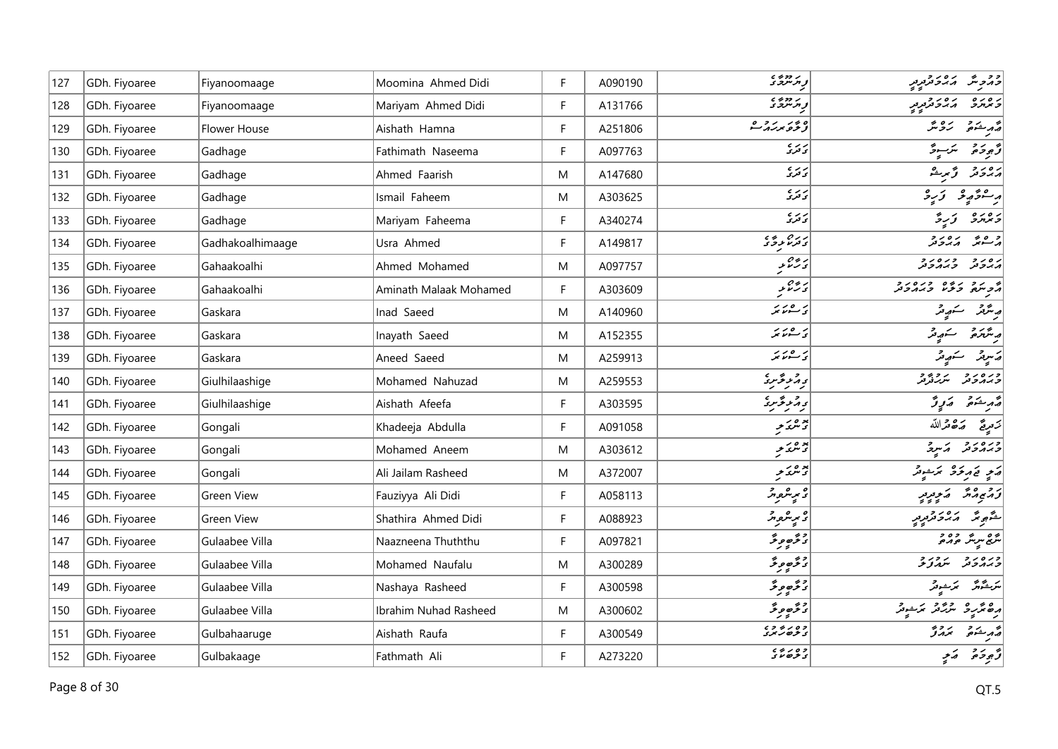| 127 | GDh. Fiyoaree | Fiyanoomaage | Moomina Ahmed Didi | F | A090190 | ورمردوء | ددویر پرویرورور |
|---|---|---|---|---|---|---|---|
| 128 | GDh. Fiyoaree | Fiyanoomaage | Mariyam Ahmed Didi | F | A131766 | ورمردوء | ویروی پرویرورور |
| 129 | GDh. Fiyoaree | Flower House | Aishath Hamna | F | A251806 | ووڈیرکرو ے | مەرشىق رودىر |
| 130 | GDh. Fiyoaree | Gadhage | Fathimath Naseema | F | A097763 | ریری | ژورو ترسوژ |
| 131 | GDh. Fiyoaree | Gadhage | Ahmed Faarish | M | A147680 | ریری | پروژو ژبرش |
| 132 | GDh. Fiyoaree | Gadhage | Ismail Faheem | M | A303625 | ریری | مرسوژمرو ژرو |
| 133 | GDh. Fiyoaree | Gadhage | Mariyam Faheema | F | A340274 | ریری | ویروی ژرو |
| 134 | GDh. Fiyoaree | Gadhakoalhimaage | Usra Ahmed | F | A149817 | ریرمروژی | پرسوپر پروژو |
| 135 | GDh. Fiyoaree | Gahaakoalhi | Ahmed Mohamed | M | A097757 | ریژمو | پروژو ورپروژو |
| 136 | GDh. Fiyoaree | Gahaakoalhi | Aminath Malaak Mohamed | F | A303609 | ریژمو | پژوسرو ووژ ورپروژو |
| 137 | GDh. Fiyoaree | Gaskara | Inad Saeed | M | A140960 | ریسرمر | مرسرو سهوپر |
| 138 | GDh. Fiyoaree | Gaskara | Inayath Saeed | M | A152355 | ریسرمر | مرسرپرو سهوپر |
| 139 | GDh. Fiyoaree | Gaskara | Aneed Saeed | M | A259913 | ریسرمر | پرسرپر سهوپر |
| 140 | GDh. Fiyoaree | Giulhilaashige | Mohamed Nahuzad | M | A259553 | ومروژسری | ورپروژو سرترژپر |
| 141 | GDh. Fiyoaree | Giulhilaashige | Aishath Afeefa | F | A303595 | ومروژسری | مەرشىق پروژ |
| 142 | GDh. Fiyoaree | Gongali | Khadeeja Abdulla | F | A091058 | وسروو | زمریج پرەقرالله |
| 143 | GDh. Fiyoaree | Gongali | Mohamed Aneem | M | A303612 | وسروو | ورپروژو پرسرو |
| 144 | GDh. Fiyoaree | Gongali | Ali Jailam Rasheed | M | A372007 | وسروو | پرو قەرىرو برشوپر |
| 145 | GDh. Fiyoaree | Green View | Fauziyya Ali Didi | F | A058113 | ومرسرور | زوپرمر پروررر |
| 146 | GDh. Fiyoaree | Green View | Shathira Ahmed Didi | F | A088923 | ومرسرور | شوپرپر پرویرورور |
| 147 | GDh. Fiyoaree | Gulaabee Villa | Naazneena Thuththu | F | A097821 | وژەوژ | سرج سرسر وړو |
| 148 | GDh. Fiyoaree | Gulaabee Villa | Mohamed Naufalu | M | A300289 | وژەوژ | ورپروژو سرړوو |
| 149 | GDh. Fiyoaree | Gulaabee Villa | Nashaya Rasheed | F | A300598 | وژەوژ | سرشوژ برشوپر |
| 150 | GDh. Fiyoaree | Gulaabee Villa | Ibrahim Nuhad Rasheed | M | A300602 | وژەوژ | مرەپرىرو سرژپر برشوپر |
| 151 | GDh. Fiyoaree | Gulbahaaruge | Aishath Raufa | F | A300549 | ووەرپرى | مەرشىق بروژ |
| 152 | GDh. Fiyoaree | Gulbakaage | Fathmath Ali | F | A273220 | ووەرپرى | ژورو پرو |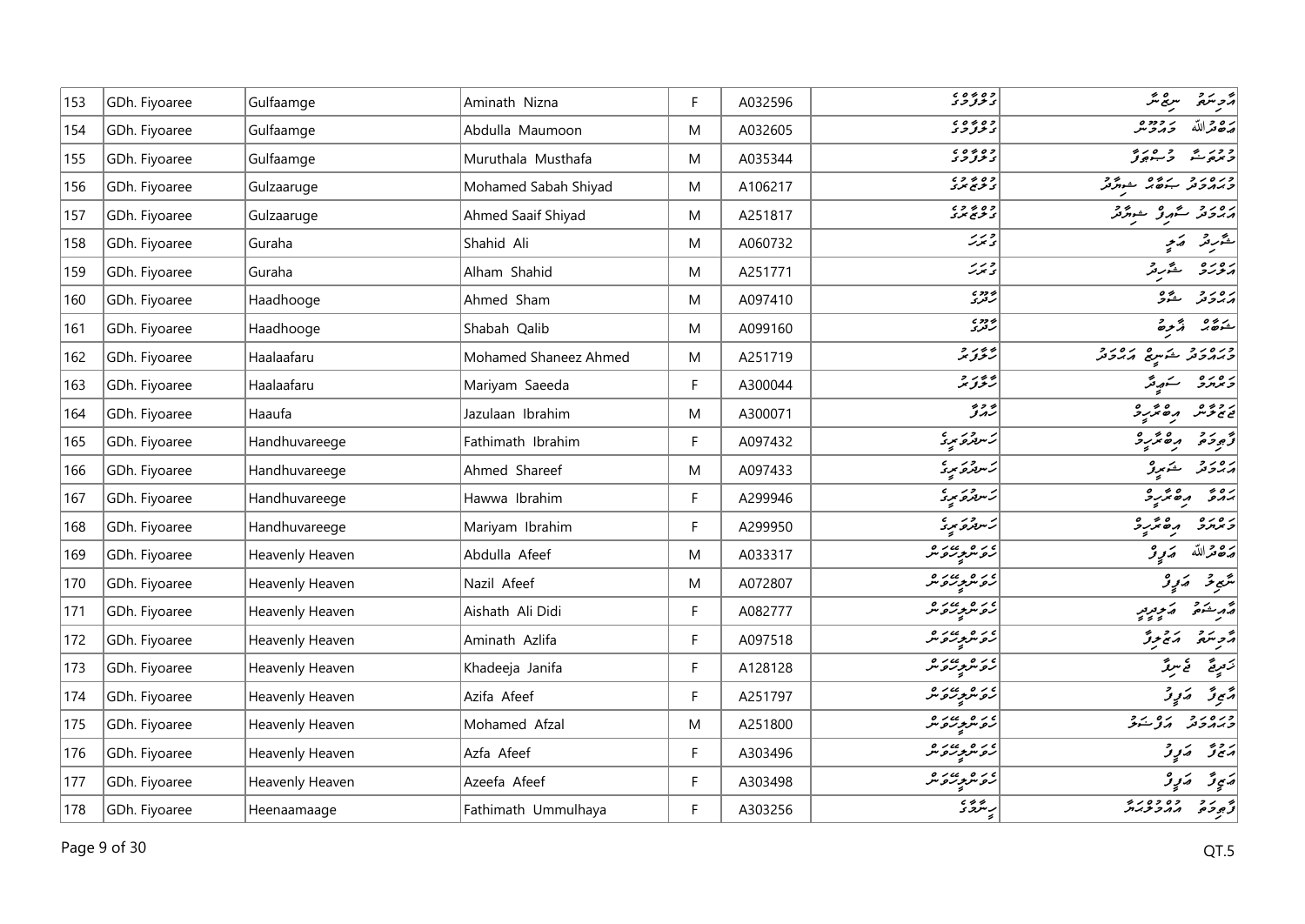| 153 | GDh. Fiyoaree | Gulfaamge | Aminath Nizna | F | A032596 | ޖުލްފާމްގެ | އާމިނަތު ނިޒްނާ |
|---|---|---|---|---|---|---|---|
| 154 | GDh. Fiyoaree | Gulfaamge | Abdulla Maumoon | M | A032605 | ގުލްފާމްގެ | އަބްދުﷲ މައުމޫން |
| 155 | GDh. Fiyoaree | Gulfaamge | Muruthala Musthafa | M | A035344 | ގުލްފާމްގެ | މުރުތަލާ މުސްތަފާ |
| 156 | GDh. Fiyoaree | Gulzaaruge | Mohamed Sabah Shiyad | M | A106217 | ގުލްޒާރުގެ | މުހައްމަދު ސަބާހު ޝިޔާދު |
| 157 | GDh. Fiyoaree | Gulzaaruge | Ahmed Saaif Shiyad | M | A251817 | ގުލްޒާރުގެ | އަހްމަދު ސާއިފު ޝިޔާދު |
| 158 | GDh. Fiyoaree | Guraha | Shahid Ali | M | A060732 | ގުރަހަ | ޝާހިދު އަލި |
| 159 | GDh. Fiyoaree | Guraha | Alham Shahid | M | A251771 | ގުރަހަ | އަލްހަމް ޝާހިދު |
| 160 | GDh. Fiyoaree | Haadhooge | Ahmed Sham | M | A097410 | ހާދޫގެ | އަހްމަދު ޝާމް |
| 161 | GDh. Fiyoaree | Haadhooge | Shabah Qalib | M | A099160 | ހާދޫގެ | ޝަބާހު ޤާލިބު |
| 162 | GDh. Fiyoaree | Haalaafaru | Mohamed Shaneez Ahmed | M | A251719 | ހާލާފަރު | މުހައްމަދު ޝަނީޒު އަހްމަދު |
| 163 | GDh. Fiyoaree | Haalaafaru | Mariyam Saeeda | F | A300044 | ހާލާފަރު | މަރިޔަމް ސައީދާ |
| 164 | GDh. Fiyoaree | Haaufa | Jazulaan Ibrahim | M | A300071 | ހާއުފާ | ޖަޒުލާން އިބްރާހީމް |
| 165 | GDh. Fiyoaree | Handhuvareege | Fathimath Ibrahim | F | A097432 | ހަނދުވަރީގެ | ފާތިމަތު އިބްރާހީމް |
| 166 | GDh. Fiyoaree | Handhuvareege | Ahmed Shareef | M | A097433 | ހަނދުވަރީގެ | އަހްމަދު ޝަރީފު |
| 167 | GDh. Fiyoaree | Handhuvareege | Hawwa Ibrahim | F | A299946 | ހަނދުވަރީގެ | ހައްވާ އިބްރާހީމް |
| 168 | GDh. Fiyoaree | Handhuvareege | Mariyam Ibrahim | F | A299950 | ހަނދުވަރީގެ | މަރިޔަމް އިބްރާހީމް |
| 169 | GDh. Fiyoaree | Heavenly Heaven | Abdulla Afeef | M | A033317 | ހެވެންލީހެވަން | އަބްދުﷲ އަފީފު |
| 170 | GDh. Fiyoaree | Heavenly Heaven | Nazil Afeef | M | A072807 | ހެވެންލީހެވަން | ނާޒިލް އަފީފު |
| 171 | GDh. Fiyoaree | Heavenly Heaven | Aishath Ali Didi | F | A082777 | ހެވެންލީހެވަން | އައިޝަތު އަލިދީދީ |
| 172 | GDh. Fiyoaree | Heavenly Heaven | Aminath Azlifa | F | A097518 | ހެވެންލީހެވަން | އާމިނަތު އަޒްލިފާ |
| 173 | GDh. Fiyoaree | Heavenly Heaven | Khadeeja Janifa | F | A128128 | ހެވެންލީހެވަން | ޚަދީޖާ ޖާނިފާ |
| 174 | GDh. Fiyoaree | Heavenly Heaven | Azifa Afeef | F | A251797 | ހެވެންލީހެވަން | އާޒިފާ އަފީފު |
| 175 | GDh. Fiyoaree | Heavenly Heaven | Mohamed Afzal | M | A251800 | ހެވެންލީހެވަން | މުހައްމަދު އަފްޒަލް |
| 176 | GDh. Fiyoaree | Heavenly Heaven | Azfa Afeef | F | A303496 | ހެވެންލީހެވަން | އަޒްފާ އަފީފު |
| 177 | GDh. Fiyoaree | Heavenly Heaven | Azeefa Afeef | F | A303498 | ހެވެންލީހެވަން | އަޒީފާ އަފީފު |
| 178 | GDh. Fiyoaree | Heenaamaage | Fathimath Ummulhaya | F | A303256 | ހީނާމާގެ | ފާތިމަތު އުއްމުލްހަޔާ |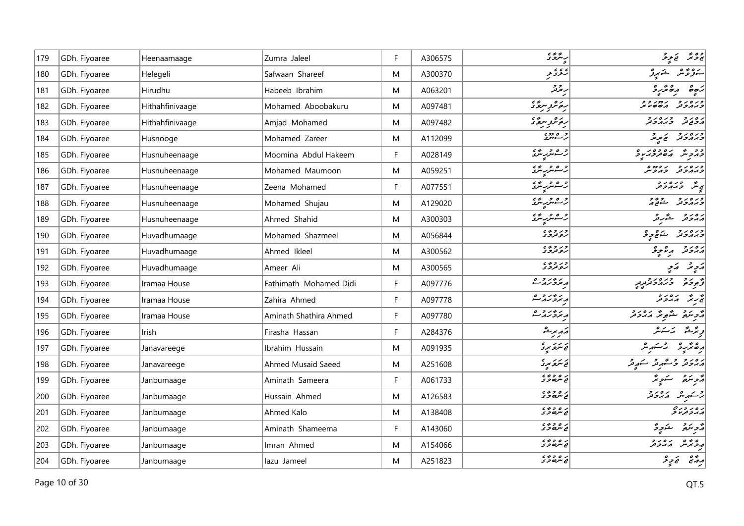| 179 | GDh. Fiyoaree | Heenaamaage | Zumra Jaleel | F | A306575 | ރިނާމާގެ | ޒުމްރާ ޖަލީލް |
|---|---|---|---|---|---|---|---|
| 180 | GDh. Fiyoaree | Helegeli | Safwaan Shareef | M | A300370 | ހެލެގެލި | ސަފްވާން ޝަރީފް |
| 181 | GDh. Fiyoaree | Hirudhu | Habeeb Ibrahim | M | A063201 | ހިރުދު | ހަބީބް އިބްރާހީމް |
| 182 | GDh. Fiyoaree | Hithahfinivaage | Mohamed Aboobakuru | M | A097481 | ހިތަށްފިނިވާގެ | މުހައްމަދު އަބޫބަކުރު |
| 183 | GDh. Fiyoaree | Hithahfinivaage | Amjad Mohamed | M | A097482 | ހިތަށްފިނިވާގެ | އަމްޖަދު މުހައްމަދު |
| 184 | GDh. Fiyoaree | Husnooge | Mohamed Zareer | M | A112099 | ހުސްނޫގެ | މުހައްމަދު ޒަރީރު |
| 185 | GDh. Fiyoaree | Husnuheenaage | Moomina Abdul Hakeem | F | A028149 | ހުސްނުހީނާގެ | މޫމިނާ އަބްދުލްހަކީމް |
| 186 | GDh. Fiyoaree | Husnuheenaage | Mohamed Maumoon | M | A059251 | ހުސްނުހީނާގެ | މުހައްމަދު މައުމޫން |
| 187 | GDh. Fiyoaree | Husnuheenaage | Zeena Mohamed | F | A077551 | ހުސްނުހީނާގެ | ޒީނާ މުހައްމަދު |
| 188 | GDh. Fiyoaree | Husnuheenaage | Mohamed Shujau | M | A129020 | ހުސްނުހީނާގެ | މުހައްމަދު ޝުޖާޢު |
| 189 | GDh. Fiyoaree | Husnuheenaage | Ahmed Shahid | M | A300303 | ހުސްނުހީނާގެ | އަހްމަދު ޝާހިދު |
| 190 | GDh. Fiyoaree | Huvadhumaage | Mohamed Shazmeel | M | A056844 | ހުވަދުމާގެ | މުހައްމަދު ޝަޒްމީލް |
| 191 | GDh. Fiyoaree | Huvadhumaage | Ahmed Ikleel | M | A300562 | ހުވަދުމާގެ | އަހްމަދު އިކްލީލް |
| 192 | GDh. Fiyoaree | Huvadhumaage | Ameer Ali | M | A300565 | ހުވަދުމާގެ | އަމީރު އަލި |
| 193 | GDh. Fiyoaree | Iramaa House | Fathimath Mohamed Didi | F | A097776 | އިރަމާހައުސް | ފާތިމަތު މުހައްމަދުދީދީ |
| 194 | GDh. Fiyoaree | Iramaa House | Zahira Ahmed | F | A097778 | އިރަމާހައުސް | ޒާހިރާ އަހްމަދު |
| 195 | GDh. Fiyoaree | Iramaa House | Aminath Shathira Ahmed | F | A097780 | އިރަމާހައުސް | އާމިނަތު ޝާތިރާ އަހްމަދު |
| 196 | GDh. Fiyoaree | Irish | Firasha Hassan | F | A284376 | އައިރިޝް | ފިރާޝާ ހަސަން |
| 197 | GDh. Fiyoaree | Janavareege | Ibrahim Hussain | M | A091935 | ޖަނަވަރީގެ | އިބްރާހީމް ހުސައިން |
| 198 | GDh. Fiyoaree | Janavareege | Ahmed Musaid Saeed | M | A251608 | ޖަނަވަރީގެ | އަހްމަދު މުސާއިދު ސަޢީދު |
| 199 | GDh. Fiyoaree | Janbumaage | Aminath Sameera | F | A061733 | ޖަންބުމާގެ | އާމިނަތު ސަމީރާ |
| 200 | GDh. Fiyoaree | Janbumaage | Hussain Ahmed | M | A126583 | ޖަންބުމާގެ | ހުސައިން އަހްމަދު |
| 201 | GDh. Fiyoaree | Janbumaage | Ahmed Kalo | M | A138408 | ޖަންބުމާގެ | އަހްމަދުކަލޯ |
| 202 | GDh. Fiyoaree | Janbumaage | Aminath Shameema | F | A143060 | ޖަންބުމާގެ | އާމިނަތު ޝަމީމާ |
| 203 | GDh. Fiyoaree | Janbumaage | Imran Ahmed | M | A154066 | ޖަންބުމާގެ | އިމްރާން އަހްމަދު |
| 204 | GDh. Fiyoaree | Janbumaage | Iazu Jameel | M | A251823 | ޖަންބުމާގެ | އިއާޒު ޖަމީލް |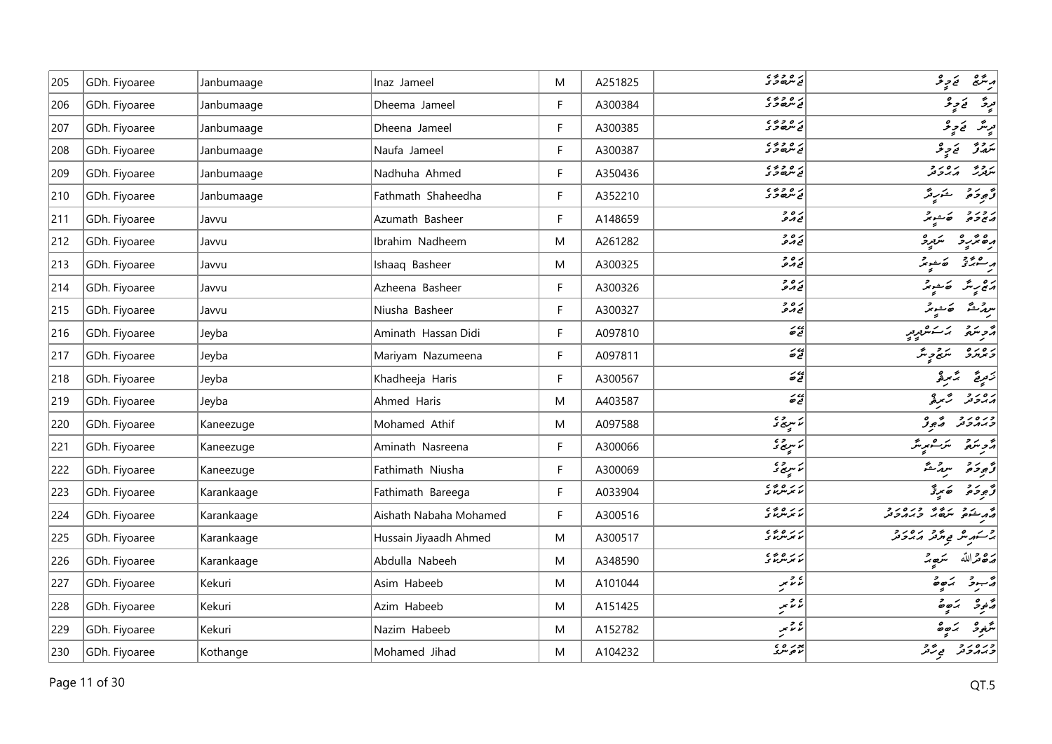| 205 | GDh. Fiyoaree | Janbumaage | Inaz Jameel | M | A251825 | ޖަންބުމާގެ | އިނާޒް ޖަމީލް |
|---|---|---|---|---|---|---|---|
| 206 | GDh. Fiyoaree | Janbumaage | Dheema Jameel | F | A300384 | ޖަންބުމާގެ | ދީމާ ޖަމީލް |
| 207 | GDh. Fiyoaree | Janbumaage | Dheena Jameel | F | A300385 | ޖަންބުމާގެ | ދީނާ ޖަމީލް |
| 208 | GDh. Fiyoaree | Janbumaage | Naufa Jameel | F | A300387 | ޖަންބުމާގެ | ނައުފާ ޖަމީލް |
| 209 | GDh. Fiyoaree | Janbumaage | Nadhuha Ahmed | F | A350436 | ޖަންބުމާގެ | ނަދުހާ އަޙްމަދު |
| 210 | GDh. Fiyoaree | Janbumaage | Fathmath Shaheedha | F | A352210 | ޖަންބުމާގެ | ފާތިމަތު ޝަހީދާ |
| 211 | GDh. Fiyoaree | Javvu | Azumath Basheer | F | A148659 | ޖައްވު | އަޒުމަތު ބަޝީރު |
| 212 | GDh. Fiyoaree | Javvu | Ibrahim Nadheem | M | A261282 | ޖައްވު | އިބްރާހީމް ނަދީމް |
| 213 | GDh. Fiyoaree | Javvu | Ishaaq Basheer | M | A300325 | ޖައްވު | އިސްޙާޤު ބަޝީރު |
| 214 | GDh. Fiyoaree | Javvu | Azheena Basheer | F | A300326 | ޖައްވު | އަޒްހީނާ ބަޝީރު |
| 215 | GDh. Fiyoaree | Javvu | Niusha Basheer | F | A300327 | ޖައްވު | ނިއުޝާ ބަޝީރު |
| 216 | GDh. Fiyoaree | Jeyba | Aminath Hassan Didi | F | A097810 | ޖޭބަ | އާމިނަތު ހަސަންދީދީ |
| 217 | GDh. Fiyoaree | Jeyba | Mariyam Nazumeena | F | A097811 | ޖޭބަ | މަރިޔަމް ނަޒުމީނާ |
| 218 | GDh. Fiyoaree | Jeyba | Khadheeja Haris | F | A300567 | ޖޭބަ | ޚަދީޖާ ހާރިސް |
| 219 | GDh. Fiyoaree | Jeyba | Ahmed Haris | M | A403587 | ޖޭބަ | އަޙްމަދު ހާރިސް |
| 220 | GDh. Fiyoaree | Kaneezuge | Mohamed Athif | M | A097588 | ކަނީޒުގެ | މުޙައްމަދު އާތިފް |
| 221 | GDh. Fiyoaree | Kaneezuge | Aminath Nasreena | F | A300066 | ކަނީޒުގެ | އާމިނަތު ނަސްރީނާ |
| 222 | GDh. Fiyoaree | Kaneezuge | Fathimath Niusha | F | A300069 | ކަނީޒުގެ | ފާތިމަތު ނިއުޝާ |
| 223 | GDh. Fiyoaree | Karankaage | Fathimath Bareega | F | A033904 | ކަރަންކާގެ | ފާތިމަތު ބަރީގާ |
| 224 | GDh. Fiyoaree | Karankaage | Aishath Nabaha Mohamed | F | A300516 | ކަރަންކާގެ | އާއިޝަތު ނަބަހާ މުޙައްމަދު |
| 225 | GDh. Fiyoaree | Karankaage | Hussain Jiyaadh Ahmed | M | A300517 | ކަރަންކާގެ | ޙުސައިން ޖިޔާދު އަޙްމަދު |
| 226 | GDh. Fiyoaree | Karankaage | Abdulla Nabeeh | M | A348590 | ކަރަންކާގެ | އަބްދުﷲ ނަބީހު |
| 227 | GDh. Fiyoaree | Kekuri | Asim Habeeb | M | A101044 | ކެކުރި | އާސިމް ހަބީބު |
| 228 | GDh. Fiyoaree | Kekuri | Azim Habeeb | M | A151425 | ކެކުރި | އާޒިމް ހަބީބު |
| 229 | GDh. Fiyoaree | Kekuri | Nazim Habeeb | M | A152782 | ކެކުރި | ނާޒިމް ހަބީބު |
| 230 | GDh. Fiyoaree | Kothange | Mohamed Jihad | M | A104232 | ކޮތަންގެ | މުޙައްމަދު ޖިހާދު |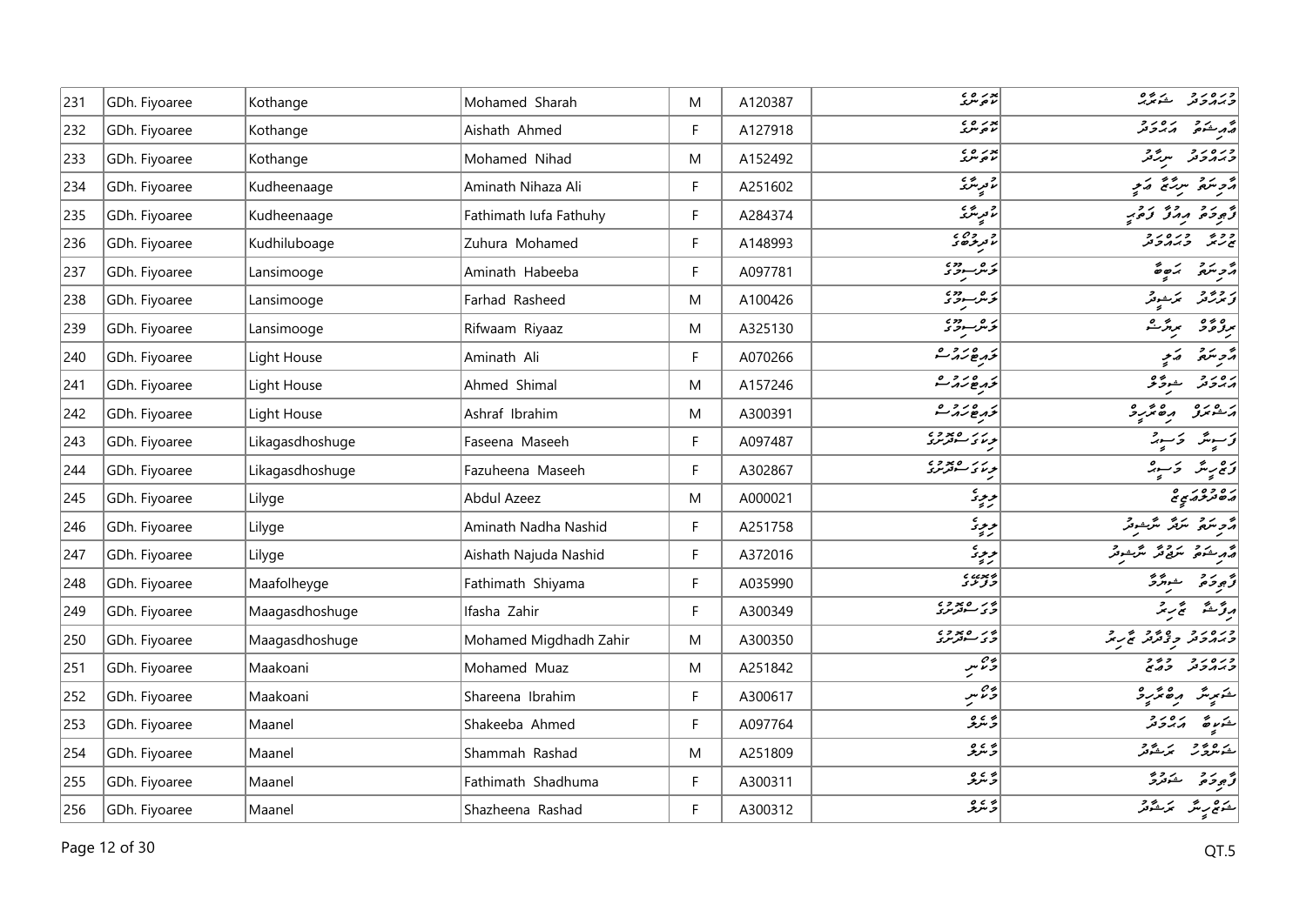| 231 | GDh. Fiyoaree | Kothange | Mohamed Sharah | M | A120387 | ކޮތަންގެ | މުހައްމަދު ޝަރަހް |
|---|---|---|---|---|---|---|---|
| 232 | GDh. Fiyoaree | Kothange | Aishath Ahmed | F | A127918 | ކޮތަންގެ | އައިޝަތު އަހްމަދު |
| 233 | GDh. Fiyoaree | Kothange | Mohamed Nihad | M | A152492 | ކޮތަންގެ | މުހައްމަދު ނިހާދު |
| 234 | GDh. Fiyoaree | Kudheenaage | Aminath Nihaza Ali | F | A251602 | ކުދީނާގެ | އާމިނަތު ނިހާޒާ އަލި |
| 235 | GDh. Fiyoaree | Kudheenaage | Fathimath Iufa Fathuhy | F | A284374 | ކުދީނާގެ | ފާތިމަތު އިއުފާ ފަތުހީ |
| 236 | GDh. Fiyoaree | Kudhiluboage | Zuhura Mohamed | F | A148993 | ކުދިލުބޯގެ | ޒުހުރާ މުހައްމަދު |
| 237 | GDh. Fiyoaree | Lansimooge | Aminath Habeeba | F | A097781 | ލަންސިމޫގެ | އާމިނަތު ހަބީބާ |
| 238 | GDh. Fiyoaree | Lansimooge | Farhad Rasheed | M | A100426 | ލަންސިމޫގެ | ފަރުހާދު ރަޝީދު |
| 239 | GDh. Fiyoaree | Lansimooge | Rifwaam Riyaaz | M | A325130 | ލަންސިމޫގެ | ރިފްވާމް ރިޔާޒް |
| 240 | GDh. Fiyoaree | Light House | Aminath Ali | F | A070266 | ލައިޓްހައުސް | އާމިނަތު އަލި |
| 241 | GDh. Fiyoaree | Light House | Ahmed Shimal | M | A157246 | ލައިޓްހައުސް | އަހްމަދު ޝިމާލް |
| 242 | GDh. Fiyoaree | Light House | Ashraf Ibrahim | M | A300391 | ލައިޓްހައުސް | އަޝްރަފް އިބްރާހީމް |
| 243 | GDh. Fiyoaree | Likagasdhoshuge | Faseena Maseeh | F | A097487 | ލިކަގަސްދޮށުގެ | ފަސީނާ މަސީހު |
| 244 | GDh. Fiyoaree | Likagasdhoshuge | Fazuheena Maseeh | F | A302867 | ލިކަގަސްދޮށުގެ | ފަޒުހީނާ މަސީހު |
| 245 | GDh. Fiyoaree | Lilyge | Abdul Azeez | M | A000021 | ލިލީގެ | އަބްދުލްޢަޒީޒް |
| 246 | GDh. Fiyoaree | Lilyge | Aminath Nadha Nashid | F | A251758 | ލިލީގެ | އާމިނަތު ނަދާ ނާޝިދު |
| 247 | GDh. Fiyoaree | Lilyge | Aishath Najuda Nashid | F | A372016 | ލިލީގެ | އައިޝަތު ނަޖުދާ ނާޝިދު |
| 248 | GDh. Fiyoaree | Maafolheyge | Fathimath Shiyama | F | A035990 | މާފޮޅޭގެ | ފާތިމަތު ޝިޔާމާ |
| 249 | GDh. Fiyoaree | Maagasdhoshuge | Ifasha Zahir | F | A300349 | މާގަސްދޮށުގެ | އިފާޝާ ޒާހިރު |
| 250 | GDh. Fiyoaree | Maagasdhoshuge | Mohamed Migdhadh Zahir | M | A300350 | މާގަސްދޮށުގެ | މުހައްމަދު މިގްދާދު ޒާހިރު |
| 251 | GDh. Fiyoaree | Maakoani | Mohamed Muaz | M | A251842 | މާކޯނި | މުހައްމަދު މުޢާޒު |
| 252 | GDh. Fiyoaree | Maakoani | Shareena Ibrahim | F | A300617 | މާކޯނި | ޝަރީނާ އިބްރާހީމް |
| 253 | GDh. Fiyoaree | Maanel | Shakeeba Ahmed | F | A097764 | މާނެލް | ޝަކީބާ އަހްމަދު |
| 254 | GDh. Fiyoaree | Maanel | Shammah Rashad | M | A251809 | މާނެލް | ޝައްމާހު ރަޝާދު |
| 255 | GDh. Fiyoaree | Maanel | Fathimath Shadhuma | F | A300311 | މާނެލް | ފާތިމަތު ޝަދުމާ |
| 256 | GDh. Fiyoaree | Maanel | Shazheena Rashad | F | A300312 | މާނެލް | ޝަޒްހީނާ ރަޝާދު |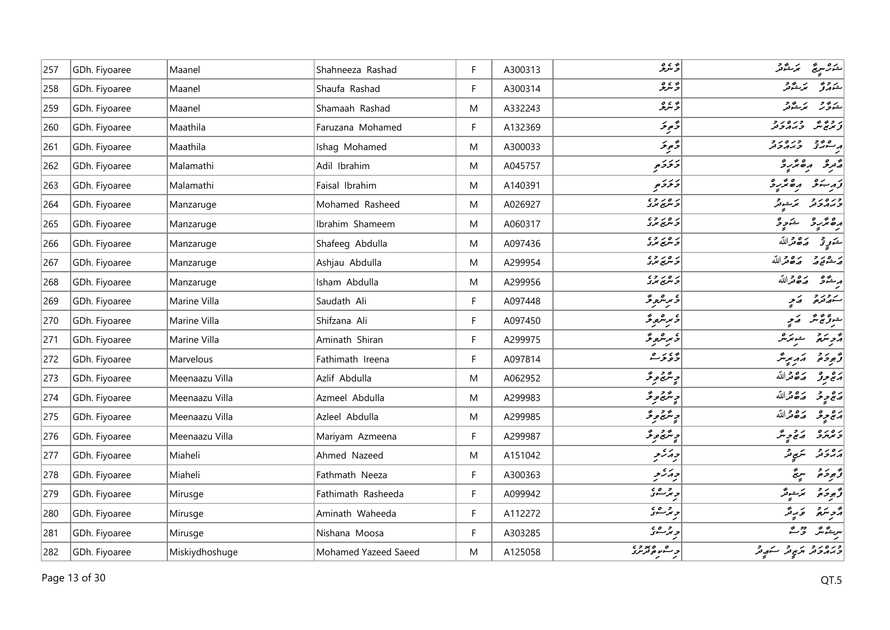| 257 | GDh. Fiyoaree | Maanel | Shahneeza Rashad | F | A300313 | ڈنئرو | شەرسرىج ئەشەتر |
|---|---|---|---|---|---|---|---|
| 258 | GDh. Fiyoaree | Maanel | Shaufa Rashad | F | A300314 | ڈنئرو | شەرۇ ئەشەتر |
| 259 | GDh. Fiyoaree | Maanel | Shamaah Rashad | M | A332243 | ڈنئرو | شەۋر ئەشەتر |
| 260 | GDh. Fiyoaree | Maathila | Faruzana Mohamed | F | A132369 | ڈھوگ | ۋىرىج ئىر دىرەرد |
| 261 | GDh. Fiyoaree | Maathila | Ishag Mohamed | M | A300033 | ڈھوگ | مەسىرتى دىرەرد |
| 262 | GDh. Fiyoaree | Malamathi | Adil Ibrahim | M | A045757 | ۋەۋە | ھەمرى مەھەئىرى |
| 263 | GDh. Fiyoaree | Malamathi | Faisal Ibrahim | M | A140391 | ۋەۋە | ۋەبەكى مەھەئىرى |
| 264 | GDh. Fiyoaree | Manzaruge | Mohamed Rasheed | M | A026927 | ۋىرىج ئىرى | دىرەرد ئىرىشەتر |
| 265 | GDh. Fiyoaree | Manzaruge | Ibrahim Shameem | M | A060317 | ۋىرىج ئىرى | مەھەئىرى شەۋى |
| 266 | GDh. Fiyoaree | Manzaruge | Shafeeg Abdulla | M | A097436 | ۋىرىج ئىرى | شەۋىتى مەھەتراللە |
| 267 | GDh. Fiyoaree | Manzaruge | Ashjau Abdulla | M | A299954 | ۋىرىج ئىرى | مەشەقەر مەھەتراللە |
| 268 | GDh. Fiyoaree | Manzaruge | Isham Abdulla | M | A299956 | ۋىرىج ئىرى | مەشەۋ مەھەتراللە |
| 269 | GDh. Fiyoaree | Marine Villa | Saudath Ali | F | A097448 | ۋىرىشوگ | سەمەترە مەمو |
| 270 | GDh. Fiyoaree | Marine Villa | Shifzana Ali | F | A097450 | ۋىرىشوگ | شوۋىج ئىر مەمو |
| 271 | GDh. Fiyoaree | Marine Villa | Aminath Shiran | F | A299975 | ۋىرىشوگ | مەمىسەۋ شومەتىر |
| 272 | GDh. Fiyoaree | Marvelous | Fathimath Ireena | F | A097814 | ۋەۋىرى | ۋەمۇۋە مەمىرىتر |
| 273 | GDh. Fiyoaree | Meenaazu Villa | Azlif Abdulla | M | A062952 | وپىرىجوگ | مەجوۋ مەھەتراللە |
| 274 | GDh. Fiyoaree | Meenaazu Villa | Azmeel Abdulla | M | A299983 | وپىرىجوگ | مەجوۋ مەھەتراللە |
| 275 | GDh. Fiyoaree | Meenaazu Villa | Azleel Abdulla | M | A299985 | وپىرىجوگ | مەجوۋ مەھەتراللە |
| 276 | GDh. Fiyoaree | Meenaazu Villa | Mariyam Azmeena | F | A299987 | وپىرىجوگ | ۋىرەرە مەجوپىر |
| 277 | GDh. Fiyoaree | Miaheli | Ahmed Nazeed | M | A151042 | وەرئەمو | مەرەرد سەپېتر |
| 278 | GDh. Fiyoaree | Miaheli | Fathmath Neeza | F | A300363 | وەرئەمو | ۋەمۇۋە سرىگ |
| 279 | GDh. Fiyoaree | Mirusge | Fathimath Rasheeda | F | A099942 | وىرسى | ۋەمۇۋە ئىرىشوتر |
| 280 | GDh. Fiyoaree | Mirusge | Aminath Waheeda | F | A112272 | وىرسى | مەمىسەۋ ۋەرپىتر |
| 281 | GDh. Fiyoaree | Mirusge | Nishana Moosa | F | A303285 | وىرسى | سرىشەنگر ۋىسى |
| 282 | GDh. Fiyoaree | Miskiydhoshuge | Mohamed Yazeed Saeed | M | A125058 | وسىرىوۋترىرى | دىرەرد مەرپىتر سەمپىتر |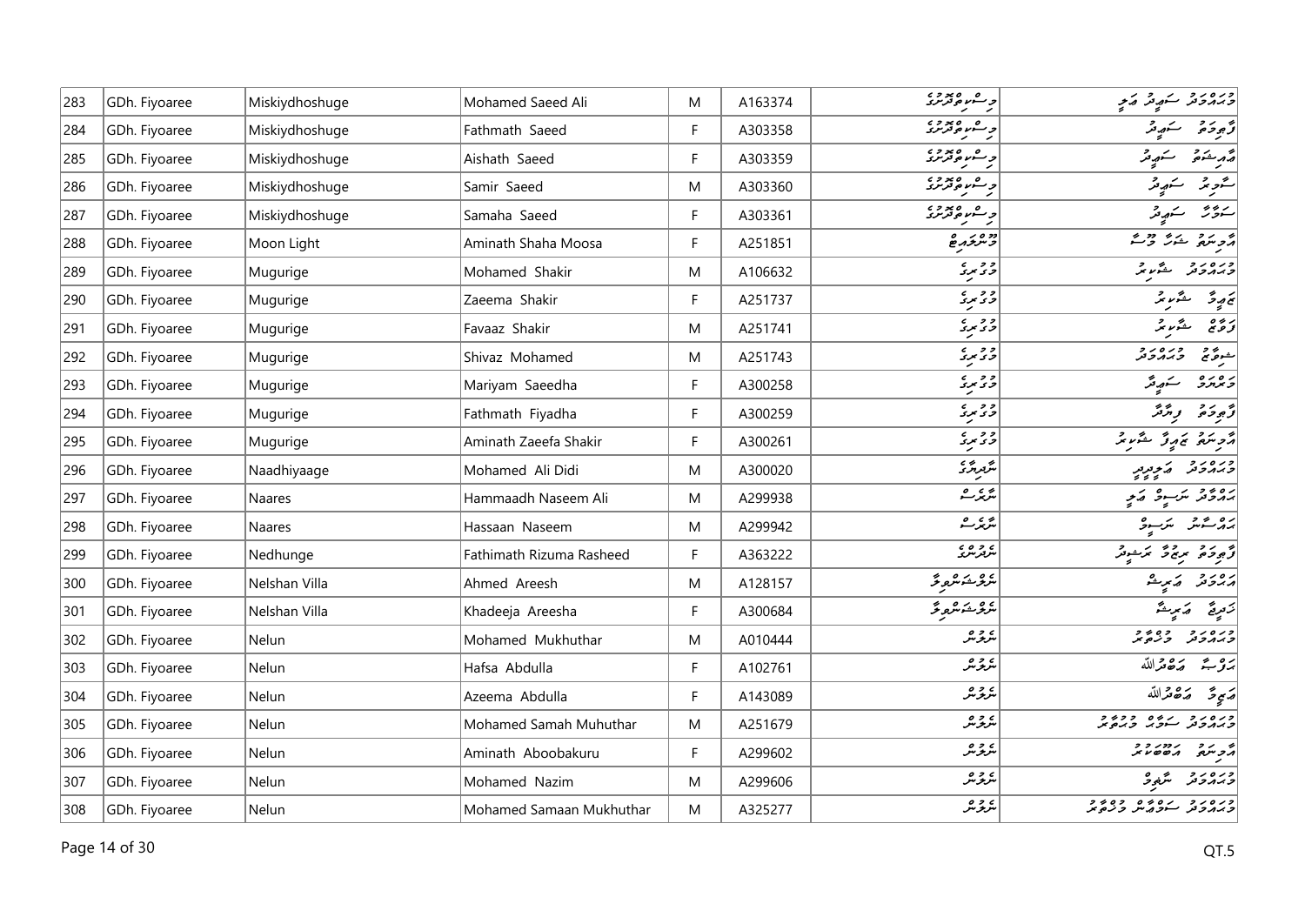| 283 | GDh. Fiyoaree | Miskiydhoshuge | Mohamed Saeed Ali | M | A163374 | وِسْكِيُڍوشُگެ | محمد سعيد علي |
|---|---|---|---|---|---|---|---|
| 284 | GDh. Fiyoaree | Miskiydhoshuge | Fathmath Saeed | F | A303358 | وِسْكِيُڍوشُگެ | ފާތިމަތު ސައީދު |
| 285 | GDh. Fiyoaree | Miskiydhoshuge | Aishath Saeed | F | A303359 | وِسْكِيُڍوشُگެ | އައިޝަތު ސައީދު |
| 286 | GDh. Fiyoaree | Miskiydhoshuge | Samir Saeed | M | A303360 | وِسْكِيُڍوشُگެ | ސާމިރު ސައީދު |
| 287 | GDh. Fiyoaree | Miskiydhoshuge | Samaha Saeed | F | A303361 | وِسْكِيُڍوشُگެ | ސަމާހާ ސައީދު |
| 288 | GDh. Fiyoaree | Moon Light | Aminath Shaha Moosa | F | A251851 | މޫންލައިޓް | އާމިނަތު ޝަހާ މޫސާ |
| 289 | GDh. Fiyoaree | Mugurige | Mohamed Shakir | M | A106632 | މުގުރިގެ | މުޙައްމަދު ޝާކިރު |
| 290 | GDh. Fiyoaree | Mugurige | Zaeema Shakir | F | A251737 | މުގުރިގެ | ޒައީމާ ޝާކިރު |
| 291 | GDh. Fiyoaree | Mugurige | Favaaz Shakir | M | A251741 | މުގުރިގެ | ފަވާޒް ޝާކިރު |
| 292 | GDh. Fiyoaree | Mugurige | Shivaz Mohamed | M | A251743 | މުގުރިގެ | ޝިވާޒް މުޙައްމަދު |
| 293 | GDh. Fiyoaree | Mugurige | Mariyam Saeedha | F | A300258 | މުގުރިގެ | މަރިޔަމް ސައީދާ |
| 294 | GDh. Fiyoaree | Mugurige | Fathmath Fiyadha | F | A300259 | މުގުރިގެ | ފާތިމަތު ފިޔާދާ |
| 295 | GDh. Fiyoaree | Mugurige | Aminath Zaeefa Shakir | F | A300261 | މުގުރިގެ | އާމިނަތު ޒައީފާ ޝާކިރު |
| 296 | GDh. Fiyoaree | Naadhiyaage | Mohamed Ali Didi | M | A300020 | ނާދިޔާގެ | މުޙައްމަދު އަލިދީދީ |
| 297 | GDh. Fiyoaree | Naares | Hammaadh Naseem Ali | M | A299938 | ނާރެސް | ހައްމާދު ނަސީމް އަލި |
| 298 | GDh. Fiyoaree | Naares | Hassaan Naseem | M | A299942 | ނާރެސް | ހައްސާން ނަސީމް |
| 299 | GDh. Fiyoaree | Nedhunge | Fathimath Rizuma Rasheed | F | A363222 | ނެދުންގެ | ފާތިމަތު ރިޒުމާ ރަޝީދު |
| 300 | GDh. Fiyoaree | Nelshan Villa | Ahmed Areesh | M | A128157 | ނެލްޝަންވިލާ | އަޙްމަދު އަރީޝް |
| 301 | GDh. Fiyoaree | Nelshan Villa | Khadeeja Areesha | F | A300684 | ނެލްޝަންވިލާ | ޚަދީޖާ އަރީޝާ |
| 302 | GDh. Fiyoaree | Nelun | Mohamed Mukhuthar | M | A010444 | ނެލުން | މުޙައްމަދު މުޚުތާރު |
| 303 | GDh. Fiyoaree | Nelun | Hafsa Abdulla | F | A102761 | ނެލުން | ހަފްސާ އަބްދުﷲ |
| 304 | GDh. Fiyoaree | Nelun | Azeema Abdulla | F | A143089 | ނެލުން | އަޒީމާ އަބްދުﷲ |
| 305 | GDh. Fiyoaree | Nelun | Mohamed Samah Muhuthar | M | A251679 | ނެލުން | މުޙައްމަދު ސަމާޙް މުޙުތާރު |
| 306 | GDh. Fiyoaree | Nelun | Aminath Aboobakuru | F | A299602 | ނެލުން | އާމިނަތު އަބޫބަކުރު |
| 307 | GDh. Fiyoaree | Nelun | Mohamed Nazim | M | A299606 | ނެލުން | މުޙައްމަދު ނާޒިމް |
| 308 | GDh. Fiyoaree | Nelun | Mohamed Samaan Mukhuthar | M | A325277 | ނެލުން | މުޙައްމަދު ސަމްޢާން މުޚުތާރު |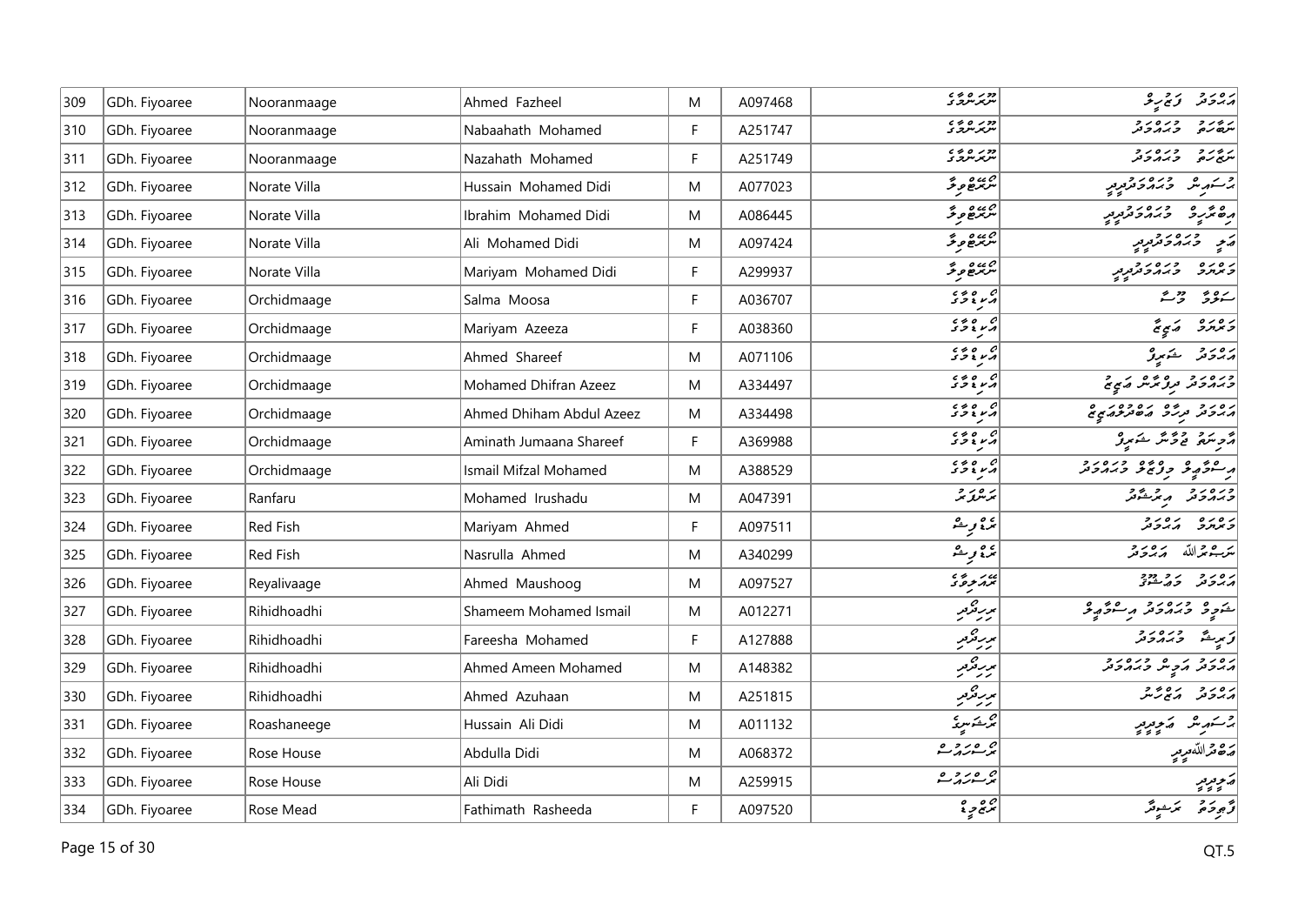| 309 | GDh. Fiyoaree | Nooranmaage | Ahmed Fazheel | M | A097468 | ދޫރަންމާގެ | އަހުމަދު ފަޒީލް |
|---|---|---|---|---|---|---|---|
| 310 | GDh. Fiyoaree | Nooranmaage | Nabaahath Mohamed | F | A251747 | ދޫރަންމާގެ | ނަބާހަތު މުހައްމަދު |
| 311 | GDh. Fiyoaree | Nooranmaage | Nazahath Mohamed | F | A251749 | ދޫރަންމާގެ | ނަޒާހަތު މުހައްމަދު |
| 312 | GDh. Fiyoaree | Norate Villa | Hussain Mohamed Didi | M | A077023 | ނޮރޭޓްވިލާ | ހުސައިން މުހައްމަދުދީދީ |
| 313 | GDh. Fiyoaree | Norate Villa | Ibrahim Mohamed Didi | M | A086445 | ނޮރޭޓްވިލާ | އިބްރާހީމް މުހައްމަދުދީދީ |
| 314 | GDh. Fiyoaree | Norate Villa | Ali Mohamed Didi | M | A097424 | ނޮރޭޓްވިލާ | އަލި މުހައްމަދުދީދީ |
| 315 | GDh. Fiyoaree | Norate Villa | Mariyam Mohamed Didi | F | A299937 | ނޮރޭޓްވިލާ | މަރިޔަމް މުހައްމަދުދީދީ |
| 316 | GDh. Fiyoaree | Orchidmaage | Salma Moosa | F | A036707 | އޯކިޑްމާގެ | ސަލްމާ މޫސާ |
| 317 | GDh. Fiyoaree | Orchidmaage | Mariyam Azeeza | F | A038360 | އޯކިޑްމާގެ | މަރިޔަމް އަޒީޒާ |
| 318 | GDh. Fiyoaree | Orchidmaage | Ahmed Shareef | M | A071106 | އޯކިޑްމާގެ | އަހުމަދު ޝަރީފް |
| 319 | GDh. Fiyoaree | Orchidmaage | Mohamed Dhifran Azeez | M | A334497 | އޯކިޑްމާގެ | މުހައްމަދު ދިފްރާން އަޒީޒް |
| 320 | GDh. Fiyoaree | Orchidmaage | Ahmed Dhiham Abdul Azeez | M | A334498 | އޯކިޑްމާގެ | އަހުމަދު ދިހާމް އަބްދުލްއަޒީޒް |
| 321 | GDh. Fiyoaree | Orchidmaage | Aminath Jumaana Shareef | F | A369988 | އޯކިޑްމާގެ | އާމިނަތު ޖުމާނާ ޝަރީފް |
| 322 | GDh. Fiyoaree | Orchidmaage | Ismail Mifzal Mohamed | M | A388529 | އޯކިޑްމާގެ | އިސްމާއީލް މިފްޒަލް މުހައްމަދު |
| 323 | GDh. Fiyoaree | Ranfaru | Mohamed Irushadu | M | A047391 | ރަންފަރު | މުހައްމަދު އިރުޝާދު |
| 324 | GDh. Fiyoaree | Red Fish | Mariyam Ahmed | F | A097511 | ރެޑްފިށް | މަރިޔަމް އަހުމަދު |
| 325 | GDh. Fiyoaree | Red Fish | Nasrulla Ahmed | M | A340299 | ރެޑްފިށް | ނަސްރުﷲ އަހުމަދު |
| 326 | GDh. Fiyoaree | Reyalivaage | Ahmed Maushoog | M | A097527 | ރެޔަލިވާގެ | އަހުމަދު މައުޝޫގު |
| 327 | GDh. Fiyoaree | Rihidhoadhi | Shameem Mohamed Ismail | M | A012271 | ރިހިދޯދި | ޝަމީމް މުހައްމަދު އިސްމާއީލް |
| 328 | GDh. Fiyoaree | Rihidhoadhi | Fareesha Mohamed | F | A127888 | ރިހިދޯދި | ފަރީޝާ މުހައްމަދު |
| 329 | GDh. Fiyoaree | Rihidhoadhi | Ahmed Ameen Mohamed | M | A148382 | ރިހިދޯދި | އަހުމަދު އަމީން މުހައްމަދު |
| 330 | GDh. Fiyoaree | Rihidhoadhi | Ahmed Azuhaan | M | A251815 | ރިހިދޯދި | އަހުމަދު އަޒުހާން |
| 331 | GDh. Fiyoaree | Roashaneege | Hussain Ali Didi | M | A011132 | ރޯޝަނީގެ | ހުސައިން އަލިދީދީ |
| 332 | GDh. Fiyoaree | Rose House | Abdulla Didi | M | A068372 | ރޯސްހައުސް | އަބްދުﷲދީދީ |
| 333 | GDh. Fiyoaree | Rose House | Ali Didi | M | A259915 | ރޯސްހައުސް | އަލިދީދީ |
| 334 | GDh. Fiyoaree | Rose Mead | Fathimath Rasheeda | F | A097520 | ރޯޒްމީޑް | ފާތިމަތު ރަޝީދާ |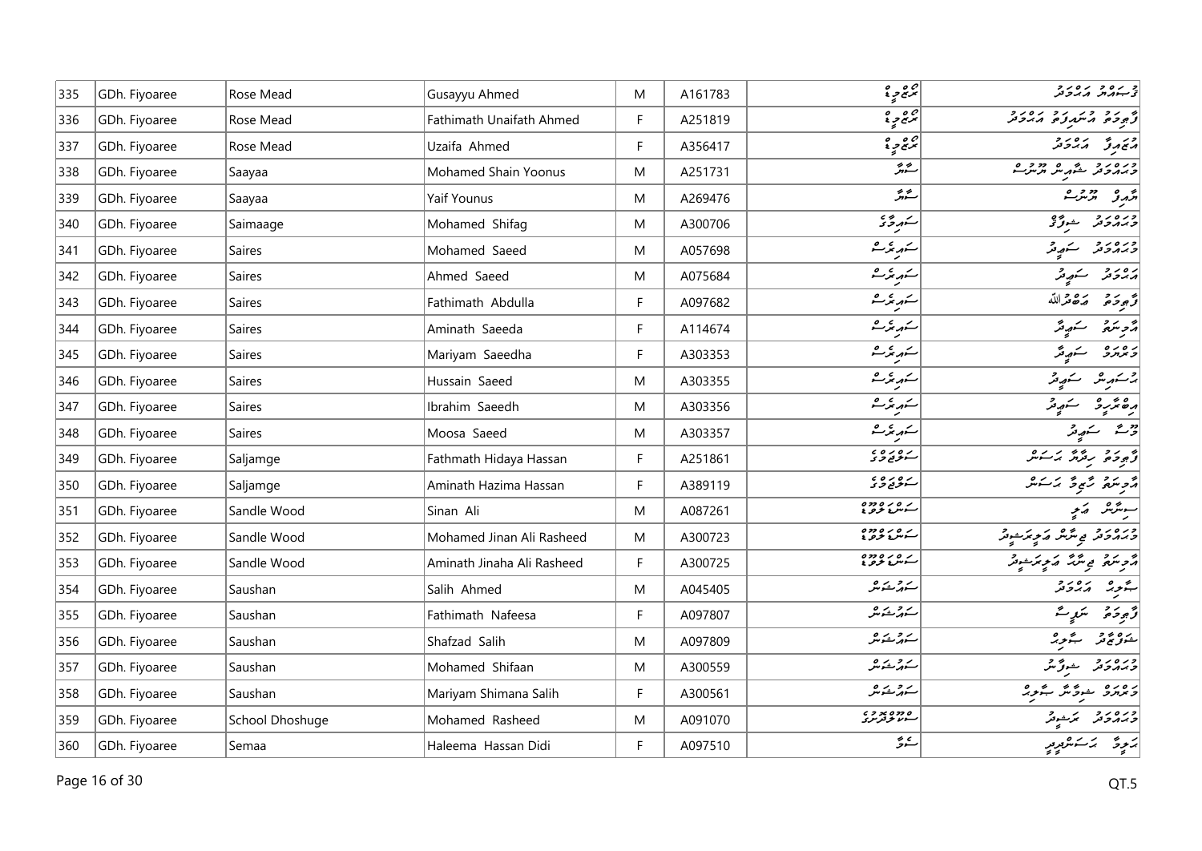| 335 | GDh. Fiyoaree | Rose Mead | Gusayyu Ahmed | M | A161783 | ރޯޒްމީޑް | ގުސައްޔު އަޙްމަދު |
|---|---|---|---|---|---|---|---|
| 336 | GDh. Fiyoaree | Rose Mead | Fathimath Unaifath Ahmed | F | A251819 | ރޯޒްމީޑް | ފާތިމަތު އުނައިފަތު އަޙްމަދު |
| 337 | GDh. Fiyoaree | Rose Mead | Uzaifa Ahmed | F | A356417 | ރޯޒްމީޑް | އުޒައިފާ އަޙްމަދު |
| 338 | GDh. Fiyoaree | Saayaa | Mohamed Shain Yoonus | M | A251731 | ސާޔާ | މުޙައްމަދު ޝާއިން ޔޫނުސް |
| 339 | GDh. Fiyoaree | Saayaa | Yaif Younus | M | A269476 | ސާޔާ | ޔާއިފް ޔޫނުސް |
| 340 | GDh. Fiyoaree | Saimaage | Mohamed Shifag | M | A300706 | ސައިމާގެ | މުޙައްމަދު ޝިފާގް |
| 341 | GDh. Fiyoaree | Saires | Mohamed Saeed | M | A057698 | ސައިރެސް | މުޙައްމަދު ސައީދު |
| 342 | GDh. Fiyoaree | Saires | Ahmed Saeed | M | A075684 | ސައިރެސް | އަޙްމަދު ސައީދު |
| 343 | GDh. Fiyoaree | Saires | Fathimath Abdulla | F | A097682 | ސައިރެސް | ފާތިމަތު އަބްދުﷲ |
| 344 | GDh. Fiyoaree | Saires | Aminath Saeeda | F | A114674 | ސައިރެސް | އާމިނަތު ސައީދާ |
| 345 | GDh. Fiyoaree | Saires | Mariyam Saeedha | F | A303353 | ސައިރެސް | މަރިޔަމް ސައީދާ |
| 346 | GDh. Fiyoaree | Saires | Hussain Saeed | M | A303355 | ސައިރެސް | ހުސައިން ސައީދު |
| 347 | GDh. Fiyoaree | Saires | Ibrahim Saeedh | M | A303356 | ސައިރެސް | އިބްރާހިމް ސައީދު |
| 348 | GDh. Fiyoaree | Saires | Moosa Saeed | M | A303357 | ސައިރެސް | މޫސާ ސައީދު |
| 349 | GDh. Fiyoaree | Saljamge | Fathmath Hidaya Hassan | F | A251861 | ސަލްޖަމްގެ | ފާތިމަތު ހިދާޔާ ހަސަން |
| 350 | GDh. Fiyoaree | Saljamge | Aminath Hazima Hassan | F | A389119 | ސަލްޖަމްގެ | އާމިނަތު ހާޒިމާ ހަސަން |
| 351 | GDh. Fiyoaree | Sandle Wood | Sinan Ali | M | A087261 | ސަންޑަލްވުޑް | ސިނާން އަލި |
| 352 | GDh. Fiyoaree | Sandle Wood | Mohamed Jinan Ali Rasheed | M | A300723 | ސަންޑަލްވުޑް | މުޙައްމަދު ޖިނާން އަލިރަޝީދު |
| 353 | GDh. Fiyoaree | Sandle Wood | Aminath Jinaha Ali Rasheed | F | A300725 | ސަންޑަލްވުޑް | އާމިނަތު ޖިނާހާ އަލިރަޝީދު |
| 354 | GDh. Fiyoaree | Saushan | Salih Ahmed | M | A045405 | ސައުޝަން | ޞާލިޙް އަޙްމަދު |
| 355 | GDh. Fiyoaree | Saushan | Fathimath Nafeesa | F | A097807 | ސައުޝަން | ފާތިމަތު ނަފީސާ |
| 356 | GDh. Fiyoaree | Saushan | Shafzad Salih | M | A097809 | ސައުޝަން | ޝަފްޒާދު ޞާލިޙް |
| 357 | GDh. Fiyoaree | Saushan | Mohamed Shifaan | M | A300559 | ސައުޝަން | މުޙައްމަދު ޝިފާން |
| 358 | GDh. Fiyoaree | Saushan | Mariyam Shimana Salih | F | A300561 | ސައުޝަން | މަރިޔަމް ޝިމާނާ ޞާލިޙް |
| 359 | GDh. Fiyoaree | School Dhoshuge | Mohamed Rasheed | M | A091070 | ސްކޫލްދޮށުގެ | މުޙައްމަދު ރަޝީދު |
| 360 | GDh. Fiyoaree | Semaa | Haleema Hassan Didi | F | A097510 | ސެމާ | ހަލީމާ ހަސަންދީދީ |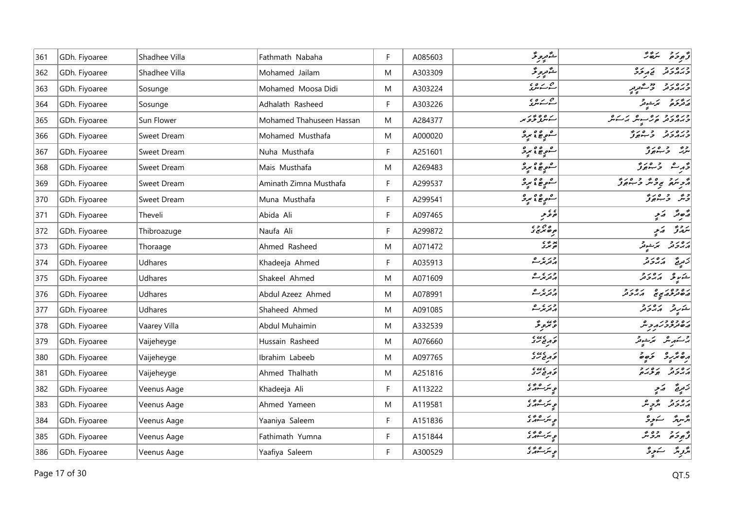| 361 | GDh. Fiyoaree | Shadhee Villa | Fathmath Nabaha | F | A085603 | شَّمْرِ وِ تَرَ | تَرْجِرَة سَرَةَ تَرَ |
|---|---|---|---|---|---|---|---|
| 362 | GDh. Fiyoaree | Shadhee Villa | Mohamed Jailam | M | A303309 | شَّمْرِ وِ تَرَ | وَبَرْ وَ تَرْ جَ مِرْ وَ |
| 363 | GDh. Fiyoaree | Sosunge | Mohamed Moosa Didi | M | A303224 | سُرْ سَرْ | وَبَرْ وَ تَرْ وَّسَّمْرِ مِرِ |
| 364 | GDh. Fiyoaree | Sosunge | Adhalath Rasheed | F | A303226 | سُرْ سَرْ | مَ تَرْ تَرْ مَرْ شِرْ |
| 365 | GDh. Fiyoaree | Sun Flower | Mohamed Thahuseen Hassan | M | A284377 | سَرْ وَ تَرَ مَر | وَبَرْ وَ تَرْ وَرْ سِرْ بَرْ سَرْ |
| 366 | GDh. Fiyoaree | Sweet Dream | Mohamed Musthafa | M | A000020 | سْوِ ءِ مِرِ وْ | وَبَرْ وَ تَرْ وَ سْمِرْ تَرَ |
| 367 | GDh. Fiyoaree | Sweet Dream | Nuha Musthafa | F | A251601 | سْوِ ءِ مِرِ وْ | سُرْ وَ سْمِرْ تَرَ |
| 368 | GDh. Fiyoaree | Sweet Dream | Mais Musthafa | M | A269483 | سْوِ ءِ مِرِ وْ | وَمِرْ وَ سْمِرْ تَرَ |
| 369 | GDh. Fiyoaree | Sweet Dream | Aminath Zimna Musthafa | F | A299537 | سْوِ ءِ مِرِ وْ | مَّرِ سَرْ مِ وْ سَرْ وَ سْمِرْ تَرَ |
| 370 | GDh. Fiyoaree | Sweet Dream | Muna Musthafa | F | A299541 | سْوِ ءِ مِرِ وْ | وَسَرْ وَ سْمِرْ تَرَ |
| 371 | GDh. Fiyoaree | Theveli | Abida Ali | F | A097465 | ءُوَ مِرِ | مَّ ءِ مَرْ مَرِ |
| 372 | GDh. Fiyoaree | Thibroazuge | Naufa Ali | F | A299872 | مِ ءِ مَرْ ءِ ءُ | سَرْ تَرْ مَرِ |
| 373 | GDh. Fiyoaree | Thoraage | Ahmed Rasheed | M | A071472 | ءُ مِرْ ءُ | مَ بَرْ وَ تَرْ مَرْ شِرْ |
| 374 | GDh. Fiyoaree | Udhares | Khadeeja Ahmed | F | A035913 | مِ تَرْ مَرْ سْ | تَرِ مِرْ مَ بَرْ وَ تَرْ |
| 375 | GDh. Fiyoaree | Udhares | Shakeel Ahmed | M | A071609 | مِ تَرْ مَرْ سْ | شَرِ وْ مَ بَرْ وَ تَرْ |
| 376 | GDh. Fiyoaree | Udhares | Abdul Azeez Ahmed | M | A078991 | مِ تَرْ مَرْ سْ | مَ ءِ تَرْ وْ مَ مِ ءِ مَ بَرْ وَ تَرْ |
| 377 | GDh. Fiyoaree | Udhares | Shaheed Ahmed | M | A091085 | مِ تَرْ مَرْ سْ | شَرِ تَرْ مَ بَرْ وَ تَرْ |
| 378 | GDh. Fiyoaree | Vaarey Villa | Abdul Muhaimin | M | A332539 | وَّ مَرْ وِ تَرَ | مَ ءِ تَرْ وْ وَ بَرْ مِرْ وِ سْرْ |
| 379 | GDh. Fiyoaree | Vaijeheyge | Hussain Rasheed | M | A076660 | وَمِ ءِ رُ ءُ | بُرْ سَرْ مِرْ سْرْ مَرْ شِرْ |
| 380 | GDh. Fiyoaree | Vaijeheyge | Ibrahim Labeeb | M | A097765 | وَمِ ءِ رُ ءُ | مِ ءِ مَرْ رِ وْ وَ ءِ ءِ |
| 381 | GDh. Fiyoaree | Vaijeheyge | Ahmed Thalhath | M | A251816 | وَمِ ءِ رُ ءُ | مَ بَرْ وَ تَرْ ءُ وْ بَرْ ءُ |
| 382 | GDh. Fiyoaree | Veenus Aage | Khadeeja Ali | F | A113222 | وِ سَرْ سْ مَّ ءُ | تَرِ مِرْ مَرِ |
| 383 | GDh. Fiyoaree | Veenus Aage | Ahmed Yameen | M | A119581 | وِ سَرْ سْ مَّ ءُ | مَ بَرْ وَ تَرْ مَّرِ سْرْ |
| 384 | GDh. Fiyoaree | Veenus Aage | Yaaniya Saleem | F | A151836 | وِ سَرْ سْ مَّ ءُ | مَّ سِرْ مَّ سَرِ وْ |
| 385 | GDh. Fiyoaree | Veenus Aage | Fathimath Yumna | F | A151844 | وِ سَرْ سْ مَّ ءُ | تَرْجِرَة مِرْ وْ سَرْ |
| 386 | GDh. Fiyoaree | Veenus Aage | Yaafiya Saleem | F | A300529 | وِ سَرْ سْ مَّ ءُ | مَّ وِ مَّ سَرِ وْ |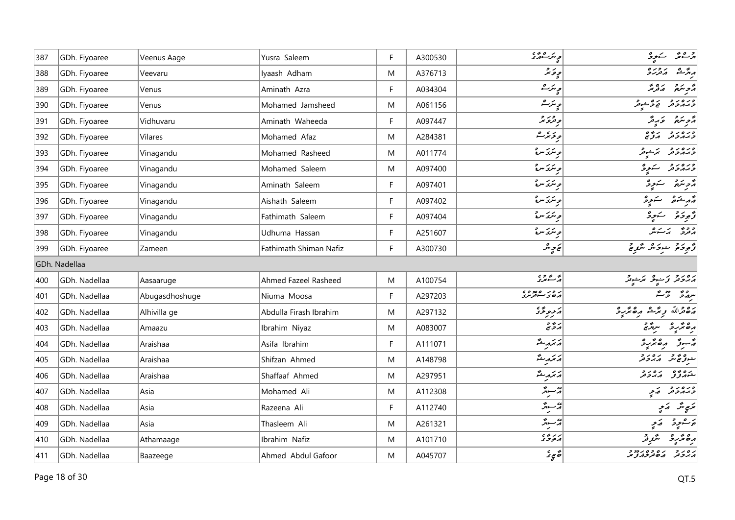| 387 | GDh. Fiyoaree | Veenus Aage | Yusra Saleem | F | A300530 | ވީނަސްއާގެ | ޔުސްރާ ސަލީމް |
|---|---|---|---|---|---|---|---|
| 388 | GDh. Fiyoaree | Veevaru | Iyaash Adham | M | A376713 | ވީވަރު | އިޔާޝް އަދުހަމް |
| 389 | GDh. Fiyoaree | Venus | Aminath Azra | F | A034304 | ވީނަސް | އާމިނަތު އަޒްރާ |
| 390 | GDh. Fiyoaree | Venus | Mohamed Jamsheed | M | A061156 | ވީނަސް | މުހައްމަދު ޖަމްޝީދު |
| 391 | GDh. Fiyoaree | Vidhuvaru | Aminath Waheeda | F | A097447 | ވިދުވަރު | އާމިނަތު ވަހީދާ |
| 392 | GDh. Fiyoaree | Vilares | Mohamed Afaz | M | A284381 | ވިލަރެސް | މުހައްމަދު އަފާޒު |
| 393 | GDh. Fiyoaree | Vinagandu | Mohamed Rasheed | M | A011774 | ވިނަގަނޑު | މުހައްމަދު ރަޝީދު |
| 394 | GDh. Fiyoaree | Vinagandu | Mohamed Saleem | M | A097400 | ވިނަގަނޑު | މުހައްމަދު ސަލީމް |
| 395 | GDh. Fiyoaree | Vinagandu | Aminath Saleem | F | A097401 | ވިނަގަނޑު | އާމިނަތު ސަލީމް |
| 396 | GDh. Fiyoaree | Vinagandu | Aishath Saleem | F | A097402 | ވިނަގަނޑު | އާއިޝަތު ސަލީމް |
| 397 | GDh. Fiyoaree | Vinagandu | Fathimath Saleem | F | A097404 | ވިނަގަނޑު | ފާތިމަތު ސަލީމް |
| 398 | GDh. Fiyoaree | Vinagandu | Udhuma Hassan | F | A251607 | ވިނަގަނޑު | އުދުމާ ހަސަން |
| 399 | GDh. Fiyoaree | Zameen | Fathimath Shiman Nafiz | F | A300730 | ޒަމީން | ފާތިމަތު ޝިމަން ނާފިޒު |
| GDh. Nadellaa | | | | | | | |
| 400 | GDh. Nadellaa | Aasaaruge | Ahmed Fazeel Rasheed | M | A100754 | އާސާރުގެ | އަހުމަދު ފަޒީލު ރަޝީދު |
| 401 | GDh. Nadellaa | Abugasdhoshuge | Niuma Moosa | F | A297203 | އަބުގަސްދޮށުގެ | ނިއުމާ މޫސާ |
| 402 | GDh. Nadellaa | Alhivilla ge | Abdulla Firash Ibrahim | M | A297132 | އަޅިވިލާގެ | އަބްދުﷲ ފިރާޝް އިބްރާހިމް |
| 403 | GDh. Nadellaa | Amaazu | Ibrahim Niyaz | M | A083007 | އަމާޒު | އިބްރާހިމް ނިޔާޒް |
| 404 | GDh. Nadellaa | Araishaa | Asifa Ibrahim | F | A111071 | އަރައިޝާ | އާސިފާ އިބްރާހިމް |
| 405 | GDh. Nadellaa | Araishaa | Shifzan Ahmed | M | A148798 | އަރައިޝާ | ޝިފްޒާން އަހުމަދު |
| 406 | GDh. Nadellaa | Araishaa | Shaffaaf Ahmed | M | A297951 | އަރައިޝާ | ޝައްފާފް އަހުމަދު |
| 407 | GDh. Nadellaa | Asia | Mohamed Ali | M | A112308 | އޭސިއާ | މުހައްމަދު އަލި |
| 408 | GDh. Nadellaa | Asia | Razeena Ali | F | A112740 | އޭސިއާ | ރަޒީނާ އަލި |
| 409 | GDh. Nadellaa | Asia | Thasleem Ali | M | A261321 | އޭސިއާ | ތަސްލީމް އަލި |
| 410 | GDh. Nadellaa | Athamaage | Ibrahim Nafiz | M | A101710 | އަތަމާގެ | އިބްރާހިމް ނާފިޒް |
| 411 | GDh. Nadellaa | Baazeege | Ahmed Abdul Gafoor | M | A045707 | ބާޒީގެ | އަހުމަދު އަބްދުލްޣަފޫރު |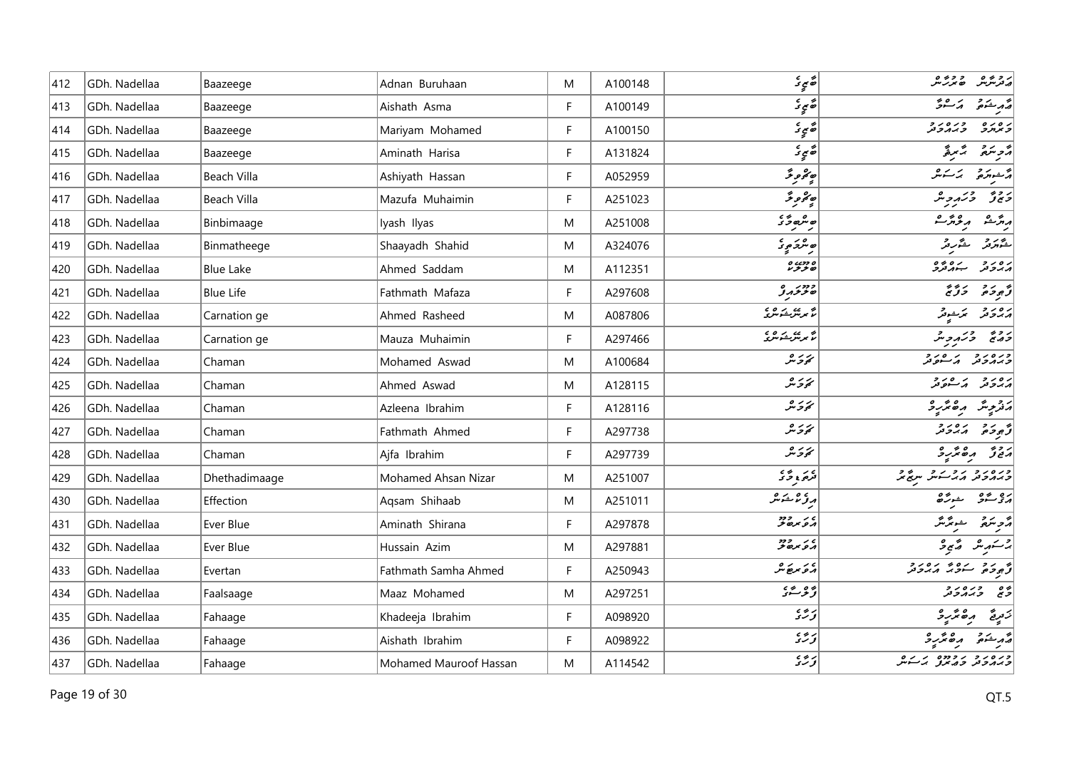| 412 | GDh. Nadellaa | Baazeege | Adnan Buruhaan | M | A100148 | ھَېِ ءُ | ﺃ ﺩ ﻧ ﺎ ﻥ ﺑ ﺮ ﻫ ﺎ ﻥ |
|---|---|---|---|---|---|---|---|
| 413 | GDh. Nadellaa | Baazeege | Aishath Asma | F | A100149 | ھَېِ ءُ | ﻋ ﺎ ﺋ ﺸ ﺔ ﺃ ﺳ ﻤ ﺎ |
| 414 | GDh. Nadellaa | Baazeege | Mariyam Mohamed | F | A100150 | ھَېِ ءُ | ﻣ ﺮ ﻳ ﻢ ﻣ ﺤ ﻤ ﺪ |
| 415 | GDh. Nadellaa | Baazeege | Aminath Harisa | F | A131824 | ھَېِ ءُ | ﺁ ﻣ ﻨ ﺔ ﻫ ﺎ ﺭ ﺳ ﺎ |
| 416 | GDh. Nadellaa | Beach Villa | Ashiyath Hassan | F | A052959 | ބީޗްވިލާ | އާޝިޔަތު ހަސަން |
| 417 | GDh. Nadellaa | Beach Villa | Mazufa Muhaimin | F | A251023 | ބީޗްވިލާ | މަޒުފާ މުހައިމިން |
| 418 | GDh. Nadellaa | Binbimaage | Iyash Ilyas | M | A251008 | ބިންބިމާގެ | އިޔާޝް އިލްޔާސް |
| 419 | GDh. Nadellaa | Binmatheege | Shaayadh Shahid | M | A324076 | ބިންމަތީގެ | ޝާޔަދު ޝާހިދު |
| 420 | GDh. Nadellaa | Blue Lake | Ahmed Saddam | M | A112351 | ބްލޫލޭކް | އަހްމަދު ސައްދާމް |
| 421 | GDh. Nadellaa | Blue Life | Fathmath Mafaza | F | A297608 | ބްލޫލައިފް | ފާތިމަތު މަފާޒާ |
| 422 | GDh. Nadellaa | Carnation ge | Ahmed Rasheed | M | A087806 | ކާނޭޝަންގެ | އަހްމަދު ރަޝީދު |
| 423 | GDh. Nadellaa | Carnation ge | Mauza Muhaimin | F | A297466 | ކާނޭޝަންގެ | މައުޒާ މުހައިމިން |
| 424 | GDh. Nadellaa | Chaman | Mohamed Aswad | M | A100684 | ޗަމަން | މުހައްމަދު އަސްވަދު |
| 425 | GDh. Nadellaa | Chaman | Ahmed Aswad | M | A128115 | ޗަމަން | އަހްމަދު އަސްވަދު |
| 426 | GDh. Nadellaa | Chaman | Azleena Ibrahim | F | A128116 | ޗަމަން | އަޒްލީނާ އިބްރާހިމް |
| 427 | GDh. Nadellaa | Chaman | Fathmath Ahmed | F | A297738 | ޗަމަން | ފާތިމަތު އަހްމަދު |
| 428 | GDh. Nadellaa | Chaman | Ajfa Ibrahim | F | A297739 | ޗަމަން | އަޖްފާ އިބްރާހިމް |
| 429 | GDh. Nadellaa | Dhethadimaage | Mohamed Ahsan Nizar | M | A251007 | ދެތަޑިމާގެ | މުހައްމަދު އަހްސަން ނިޒާރު |
| 430 | GDh. Nadellaa | Effection | Aqsam Shihaab | M | A251011 | އިފެކްޝަން | އަގްސަމް ޝިހާބު |
| 431 | GDh. Nadellaa | Ever Blue | Aminath Shirana | F | A297878 | އެވަރބްލޫ | އާމިނަތު ޝިރާނާ |
| 432 | GDh. Nadellaa | Ever Blue | Hussain Azim | M | A297881 | އެވަރބްލޫ | ހުސައިން އާޒިމް |
| 433 | GDh. Nadellaa | Evertan | Fathmath Samha Ahmed | F | A250943 | އެވަރޓަން | ފާތިމަތު ސަމްހާ އަހްމަދު |
| 434 | GDh. Nadellaa | Faalsaage | Maaz Mohamed | M | A297251 | ފާލްސާގެ | މާޒް މުހައްމަދު |
| 435 | GDh. Nadellaa | Fahaage | Khadeeja Ibrahim | F | A098920 | ފަހާގެ | ޚަދީޖާ އިބްރާހިމް |
| 436 | GDh. Nadellaa | Fahaage | Aishath Ibrahim | F | A098922 | ފަހާގެ | އައިޝަތު އިބްރާހިމް |
| 437 | GDh. Nadellaa | Fahaage | Mohamed Mauroof Hassan | M | A114542 | ފަހާގެ | މުހައްމަދު މައުރޫފް ހަސަން |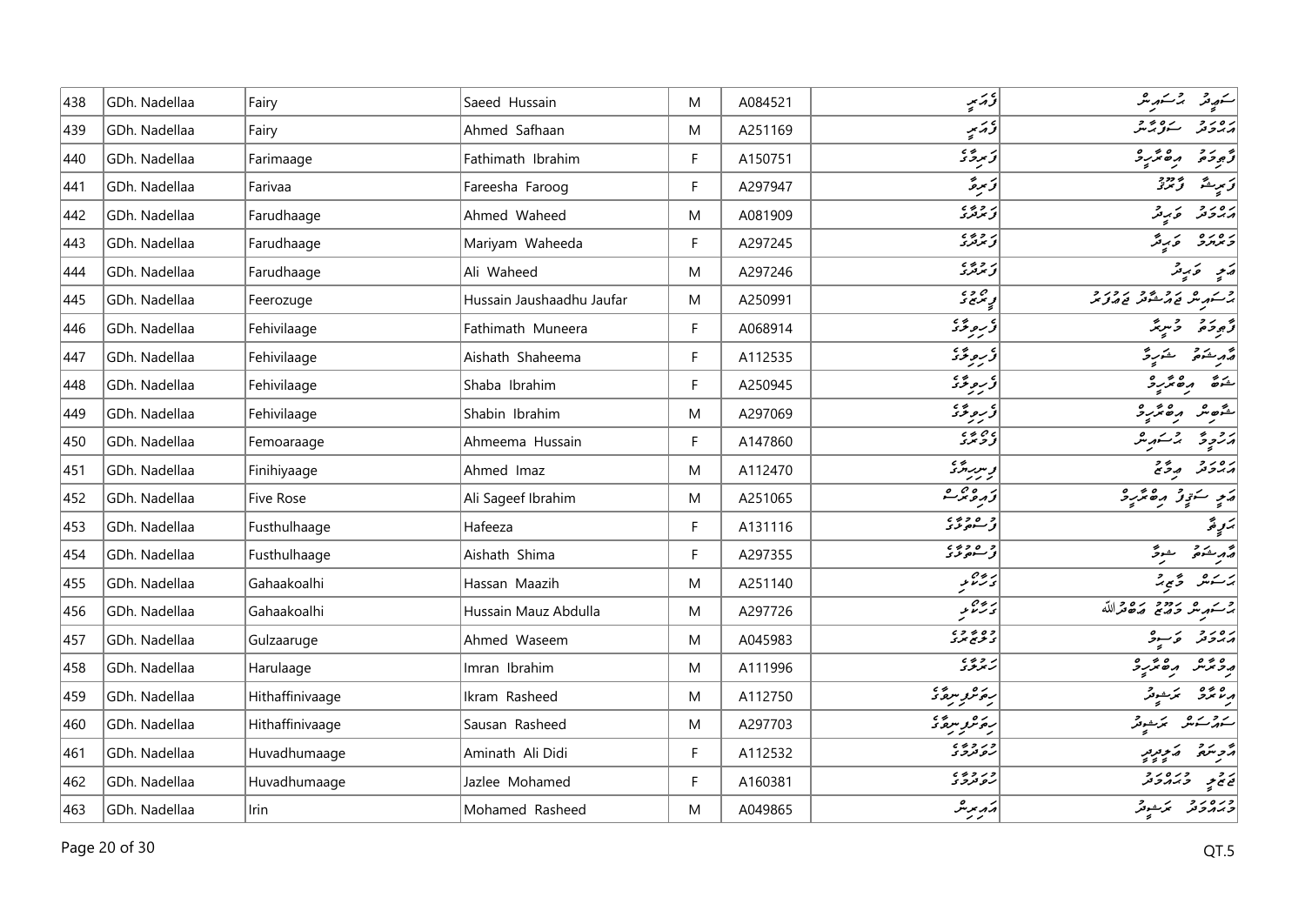| 438 | GDh. Nadellaa | Fairy | Saeed Hussain | M | A084521 | ؤەَسِ | سَعِيد حُسَيْن |
|---|---|---|---|---|---|---|---|
| 439 | GDh. Nadellaa | Fairy | Ahmed Safhaan | M | A251169 | ؤەَسِ | أَحْمَد سَفْهَان |
| 440 | GDh. Nadellaa | Farimaage | Fathimath Ibrahim | F | A150751 | ؤَسِرِدَّى | فَاطِمَة إِبْرَاهِيم |
| 441 | GDh. Nadellaa | Farivaa | Fareesha Faroog | F | A297947 | ؤَسِرِوَّ | فَرِيشَا فَارُوق |
| 442 | GDh. Nadellaa | Farudhaage | Ahmed Waheed | M | A081909 | ؤَسِرُدَّى | أَحْمَد وَحِيد |
| 443 | GDh. Nadellaa | Farudhaage | Mariyam Waheeda | F | A297245 | ؤَسِرُدَّى | مَرْيَم وَحِيدَا |
| 444 | GDh. Nadellaa | Farudhaage | Ali Waheed | M | A297246 | ؤَسِرُدَّى | عَلِي وَحِيد |
| 445 | GDh. Nadellaa | Feerozuge | Hussain Jaushaadhu Jaufar | M | A250991 | ؤِسِرُزُى | حُسَيْن جَوْشَادُ جَعْفَر |
| 446 | GDh. Nadellaa | Fehivilaage | Fathimath Muneera | F | A068914 | ؤِرِوِلَّى | فَاطِمَة مُنِيرَا |
| 447 | GDh. Nadellaa | Fehivilaage | Aishath Shaheema | F | A112535 | ؤِرِوِلَّى | عَائِشَة شَهِيمَا |
| 448 | GDh. Nadellaa | Fehivilaage | Shaba Ibrahim | F | A250945 | ؤِرِوِلَّى | شَبَا إِبْرَاهِيم |
| 449 | GDh. Nadellaa | Fehivilaage | Shabin Ibrahim | M | A297069 | ؤِرِوِلَّى | شَابِن إِبْرَاهِيم |
| 450 | GDh. Nadellaa | Femoaraage | Ahmeema Hussain | F | A147860 | ؤِمُوسَّى | أَحْمِيمَا حُسَيْن |
| 451 | GDh. Nadellaa | Finihiyaage | Ahmed Imaz | M | A112470 | وِسِرِسَّى | أَحْمَد إِمَاز |
| 452 | GDh. Nadellaa | Five Rose | Ali Sageef Ibrahim | M | A251065 | ؤَاوِرُوز | عَلِي سَغِيف إِبْرَاهِيم |
| 453 | GDh. Nadellaa | Fusthulhaage | Hafeeza | F | A131116 | ؤُسْتُلَّى | حَفِيزَا |
| 454 | GDh. Nadellaa | Fusthulhaage | Aishath Shima | F | A297355 | ؤُسْتُلَّى | عَائِشَة شِيمَا |
| 455 | GDh. Nadellaa | Gahaakoalhi | Hassan Maazih | M | A251140 | ى رَ ڪو | حَسَن مَازِح |
| 456 | GDh. Nadellaa | Gahaakoalhi | Hussain Mauz Abdulla | M | A297726 | ى رَ ڪو | حُسَيْن مَعُوز عَبْدُالله |
| 457 | GDh. Nadellaa | Gulzaaruge | Ahmed Waseem | M | A045983 | ىُلْزَارُى | أَحْمَد وَسِيم |
| 458 | GDh. Nadellaa | Harulaage | Imran Ibrahim | M | A111996 | رَسُرُلَّى | عِمْرَان إِبْرَاهِيم |
| 459 | GDh. Nadellaa | Hithaffinivaage | Ikram Rasheed | M | A112750 | رِتَفِّنِوَّى | إِكْرَام رَشِيد |
| 460 | GDh. Nadellaa | Hithaffinivaage | Sausan Rasheed | M | A297703 | رِتَفِّنِوَّى | سَوْسَن رَشِيد |
| 461 | GDh. Nadellaa | Huvadhumaage | Aminath Ali Didi | F | A112532 | رُوَدُمَّى | آمِنَة عَلِي دِيدِي |
| 462 | GDh. Nadellaa | Huvadhumaage | Jazlee Mohamed | F | A160381 | رُوَدُمَّى | جَزْلِي مُحَمَّد |
| 463 | GDh. Nadellaa | Irin | Mohamed Rasheed | M | A049865 | اَرِين | مُحَمَّد رَشِيد |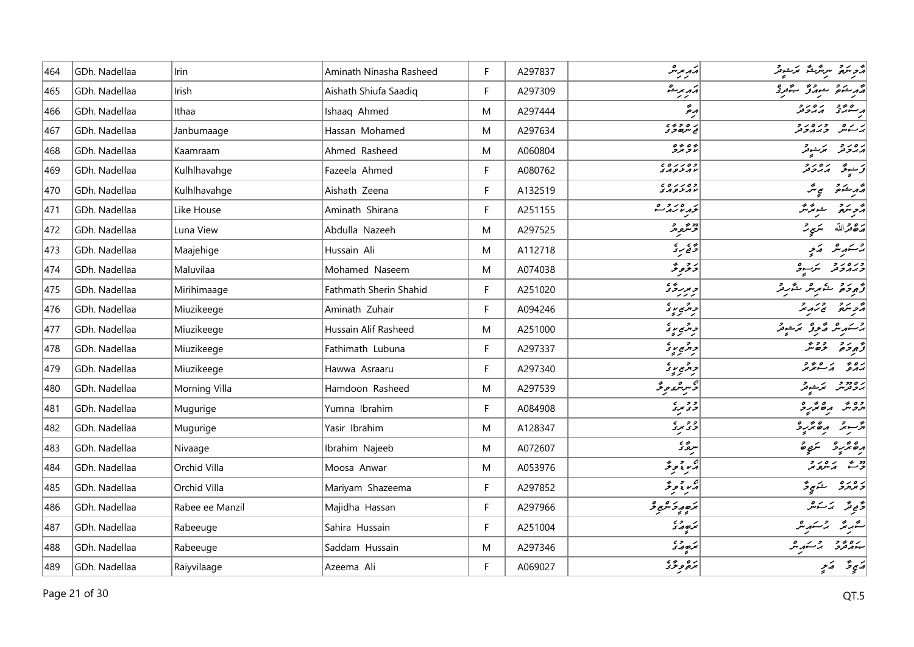| 464 | GDh. Nadellaa | Irin | Aminath Ninasha Rasheed | F | A297837 | އައިރިން | އާމިނަތު ނިނާޝާ ރަޝީދު |
|---|---|---|---|---|---|---|---|
| 465 | GDh. Nadellaa | Irish | Aishath Shiufa Saadiq | F | A297309 | އައިރިޝް | އައިޝަތު ޝިއުފާ ސާދިގު |
| 466 | GDh. Nadellaa | Ithaa | Ishaaq Ahmed | M | A297444 | އިތާ | އިސްޙާގު އަޙްމަދު |
| 467 | GDh. Nadellaa | Janbumaage | Hassan Mohamed | M | A297634 | ޖަންބުމާގެ | ހަސަން މުޙައްމަދު |
| 468 | GDh. Nadellaa | Kaamraam | Ahmed Rasheed | M | A060804 | ކާމްރާމް | އަޙްމަދު ރަޝީދު |
| 469 | GDh. Nadellaa | Kulhlhavahge | Fazeela Ahmed | F | A080762 | ކުޅްޅަވަށްގެ | ފަޒީލާ އަޙްމަދު |
| 470 | GDh. Nadellaa | Kulhlhavahge | Aishath Zeena | F | A132519 | ކުޅްޅަވަށްގެ | އައިޝަތު ޒީނާ |
| 471 | GDh. Nadellaa | Like House | Aminath Shirana | F | A251155 | ލައިކްހައުސް | އާމިނަތު ޝިރާނާ |
| 472 | GDh. Nadellaa | Luna View | Abdulla Nazeeh | M | A297525 | ލޫނާވިއު | އަބްދުﷲ ނަޒީހު |
| 473 | GDh. Nadellaa | Maajehige | Hussain Ali | M | A112718 | މާޖެހިގެ | ހުސައިން ޢަލީ |
| 474 | GDh. Nadellaa | Maluvilaa | Mohamed Naseem | M | A074038 | މަލުވިލާ | މުޙައްމަދު ނަސީމު |
| 475 | GDh. Nadellaa | Mirihimaage | Fathmath Sherin Shahid | F | A251020 | މިރިހިމާގެ | ފާތިމަތު ޝެރިން ޝާހިދު |
| 476 | GDh. Nadellaa | Miuzikeege | Aminath Zuhair | F | A094246 | މިއުޒިކީގެ | އާމިނަތު ޒުހައިރު |
| 477 | GDh. Nadellaa | Miuzikeege | Hussain Alif Rasheed | M | A251000 | މިއުޒިކީގެ | ހުސައިން އާލިފު ރަޝީދު |
| 478 | GDh. Nadellaa | Miuzikeege | Fathimath Lubuna | F | A297337 | މިއުޒިކީގެ | ފާތިމަތު ލުބުނާ |
| 479 | GDh. Nadellaa | Miuzikeege | Hawwa Asraaru | F | A297340 | މިއުޒިކީގެ | ހައްވާ އަސްރާރު |
| 480 | GDh. Nadellaa | Morning Villa | Hamdoon Rasheed | M | A297539 | މޯނިންގވިލާ | ހަމްދޫން ރަޝީދު |
| 481 | GDh. Nadellaa | Mugurige | Yumna Ibrahim | F | A084908 | މުގުރިގެ | ޔުމްނާ އިބްރާހީމް |
| 482 | GDh. Nadellaa | Mugurige | Yasir Ibrahim | M | A128347 | މުގުރިގެ | ޔާސިރު އިބްރާހީމް |
| 483 | GDh. Nadellaa | Nivaage | Ibrahim Najeeb | M | A072607 | ނިވާގެ | އިބްރާހީމް ނަޖީބު |
| 484 | GDh. Nadellaa | Orchid Villa | Moosa Anwar | M | A053976 | އޯކިޑްވިލާ | މޫސާ އަންވަރު |
| 485 | GDh. Nadellaa | Orchid Villa | Mariyam Shazeema | F | A297852 | އޯކިޑްވިލާ | މަރިޔަމް ޝަޒީމާ |
| 486 | GDh. Nadellaa | Rabee ee Manzil | Majidha Hassan | F | A297966 | ރަބީޢީމަންޒިލް | މާޖިދާ ހަސަން |
| 487 | GDh. Nadellaa | Rabeeuge | Sahira Hussain | F | A251004 | ރަބީއުގެ | ސާހިރާ ހުސައިން |
| 488 | GDh. Nadellaa | Rabeeuge | Saddam Hussain | M | A297346 | ރަބީއުގެ | ސައްދާމް ހުސައިން |
| 489 | GDh. Nadellaa | Raiyvilaage | Azeema Ali | F | A069027 | ރައްވިލާގެ | އަޒީމާ ޢަލީ |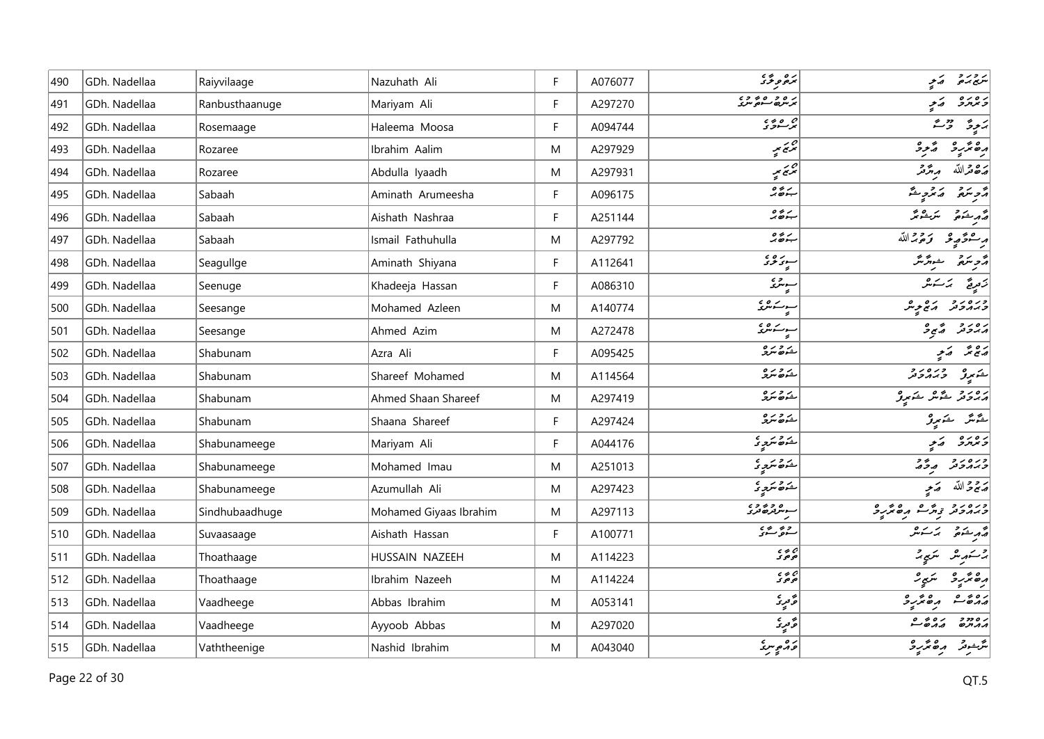| 490 | GDh. Nadellaa | Raiyvilaage | Nazuhath Ali | F | A076077 | ރަތްވިލާގެ | ނަޒުހަތު ޢަލީ |
|---|---|---|---|---|---|---|---|
| 491 | GDh. Nadellaa | Ranbusthaanuge | Mariyam Ali | F | A297270 | ރަންބުސްތާނުގެ | މަރިޔަމް ޢަލީ |
| 492 | GDh. Nadellaa | Rosemaage | Haleema Moosa | F | A094744 | ރޯސްމާގެ | ހަލީމާ މޫސާ |
| 493 | GDh. Nadellaa | Rozaree | Ibrahim Aalim | M | A297929 | ރޯޒަރީ | އިބްރާހީމް އާލިމް |
| 494 | GDh. Nadellaa | Rozaree | Abdulla Iyaadh | M | A297931 | ރޯޒަރީ | އަބްދުﷲ އިޔާދު |
| 495 | GDh. Nadellaa | Sabaah | Aminath Arumeesha | F | A096175 | ސަބާހް | އާމިނަތު އަރުމީޝާ |
| 496 | GDh. Nadellaa | Sabaah | Aishath Nashraa | F | A251144 | ސަބާހް | ޢައިޝަތު ނަޝްރާ |
| 497 | GDh. Nadellaa | Sabaah | Ismail Fathuhulla | M | A297792 | ސަބާހް | އިސްމާޢީލް ފަތުހުﷲ |
| 498 | GDh. Nadellaa | Seagullge | Aminath Shiyana | F | A112641 | ސީގަލްގެ | އާމިނަތު ޝިޔާނާ |
| 499 | GDh. Nadellaa | Seenuge | Khadeeja Hassan | F | A086310 | ސީނުގެ | ޚަދީޖާ ހަސަން |
| 500 | GDh. Nadellaa | Seesange | Mohamed Azleen | M | A140774 | ސީސަންގެ | މުހައްމަދު އަޒްލީން |
| 501 | GDh. Nadellaa | Seesange | Ahmed Azim | M | A272478 | ސީސަންގެ | އަހުމަދު އާޒިމް |
| 502 | GDh. Nadellaa | Shabunam | Azra Ali | F | A095425 | ޝަބުނަމް | އަޒްރާ ޢަލީ |
| 503 | GDh. Nadellaa | Shabunam | Shareef Mohamed | M | A114564 | ޝަބުނަމް | ޝަރީފް މުހައްމަދު |
| 504 | GDh. Nadellaa | Shabunam | Ahmed Shaan Shareef | M | A297419 | ޝަބުނަމް | އަހުމަދު ޝާން ޝަރީފް |
| 505 | GDh. Nadellaa | Shabunam | Shaana Shareef | F | A297424 | ޝަބުނަމް | ޝާނާ ޝަރީފް |
| 506 | GDh. Nadellaa | Shabunameege | Mariyam Ali | F | A044176 | ޝަބުނަމީގެ | މަރިޔަމް ޢަލީ |
| 507 | GDh. Nadellaa | Shabunameege | Mohamed Imau | M | A251013 | ޝަބުނަމީގެ | މުހައްމަދު އިމާއު |
| 508 | GDh. Nadellaa | Shabunameege | Azumullah Ali | M | A297423 | ޝަބުނަމީގެ | އަޒުމުﷲ ޢަލީ |
| 509 | GDh. Nadellaa | Sindhubaadhuge | Mohamed Giyaas Ibrahim | M | A297113 | ސިންދުބާދުގެ | މުހައްމަދު ގިޔާސް އިބްރާހީމް |
| 510 | GDh. Nadellaa | Suvaasaage | Aishath Hassan | F | A100771 | ސުވާސާގެ | ޢައިޝަތު ހަސަން |
| 511 | GDh. Nadellaa | Thoathaage | HUSSAIN NAZEEH | M | A114223 | ތޯތާގެ | ހުސައިން ނަޒީހު |
| 512 | GDh. Nadellaa | Thoathaage | Ibrahim Nazeeh | M | A114224 | ތޯތާގެ | އިބްރާހީމް ނަޒީހު |
| 513 | GDh. Nadellaa | Vaadheege | Abbas Ibrahim | M | A053141 | ވާދީގެ | އައްބާސް އިބްރާހީމް |
| 514 | GDh. Nadellaa | Vaadheege | Ayyoob Abbas | M | A297020 | ވާދީގެ | އައްޔޫބް އައްބާސް |
| 515 | GDh. Nadellaa | Vaththeenige | Nashid Ibrahim | M | A043040 | ވައްތީނިގެ | ނާޝިދު އިބްރާހީމް |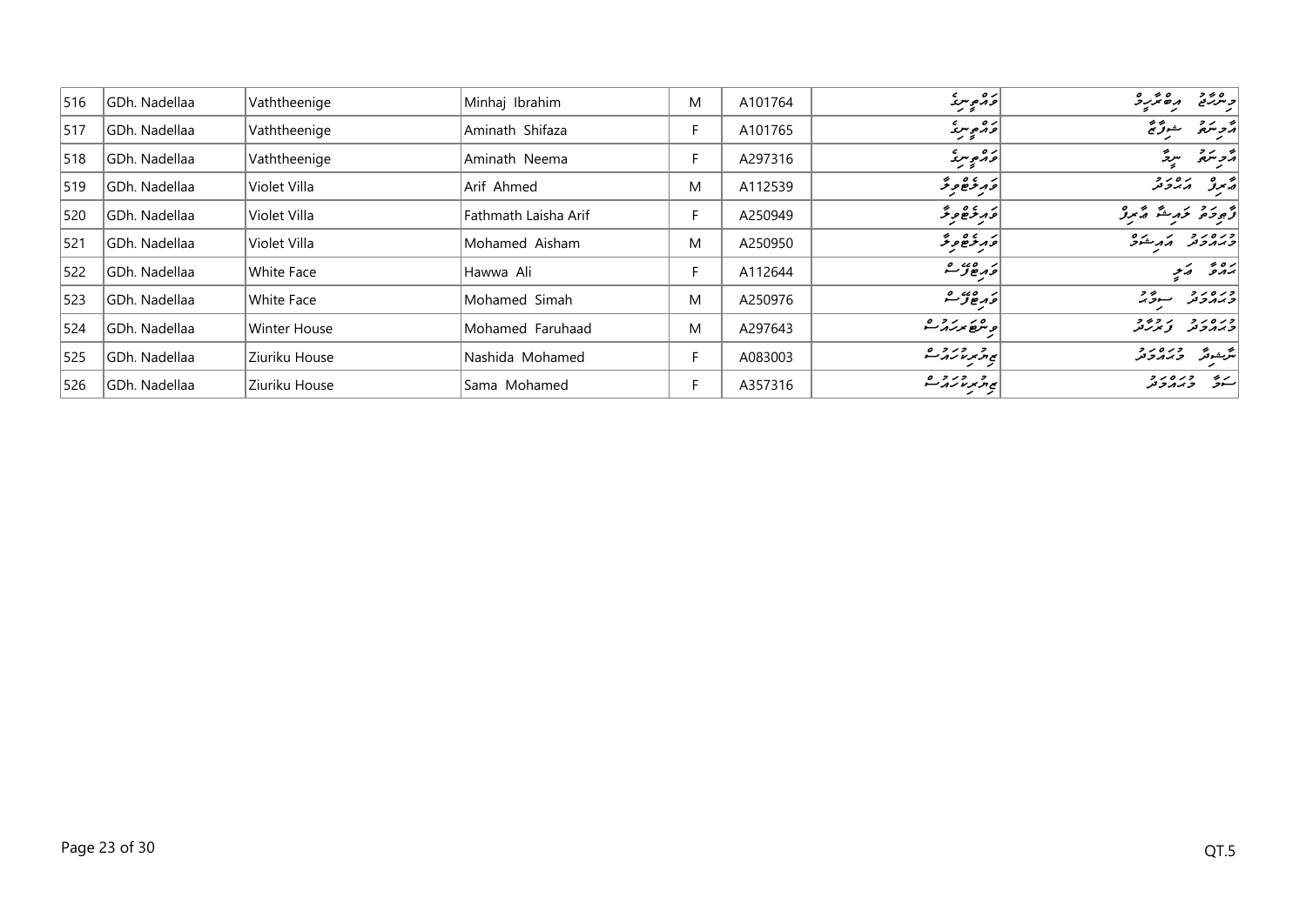| 516 | GDh. Nadellaa | Vaththeenige | Minhaj Ibrahim | M | A101764 | ވައްތީނގެ | މިންހާޖު އިބްރާހީމް |
|---|---|---|---|---|---|---|---|
| 517 | GDh. Nadellaa | Vaththeenige | Aminath Shifaza | F | A101765 | ވައްތީނގެ | އާމިނަތު ޝިފާޒާ |
| 518 | GDh. Nadellaa | Vaththeenige | Aminath Neema | F | A297316 | ވައްތީނގެ | އާމިނަތު ނީމާ |
| 519 | GDh. Nadellaa | Violet Villa | Arif Ahmed | M | A112539 | ވައިލެޓްވިލާ | އާރިފް އަހުމަދު |
| 520 | GDh. Nadellaa | Violet Villa | Fathmath Laisha Arif | F | A250949 | ވައިލެޓްވިލާ | ފާތިމަތު ލައިޝާ އާރިފް |
| 521 | GDh. Nadellaa | Violet Villa | Mohamed Aisham | M | A250950 | ވައިލެޓްވިލާ | މުހައްމަދު އައިޝަމް |
| 522 | GDh. Nadellaa | White Face | Hawwa Ali | F | A112644 | ވައިޓްފޭސް | ހައްވާ އަލި |
| 523 | GDh. Nadellaa | White Face | Mohamed Simah | M | A250976 | ވައިޓްފޭސް | މުހައްމަދު ސިމާހު |
| 524 | GDh. Nadellaa | Winter House | Mohamed Faruhaad | M | A297643 | ވިންޓަރހައުސް | މުހައްމަދު ފަރުހާދު |
| 525 | GDh. Nadellaa | Ziuriku House | Nashida Mohamed | F | A083003 | ޒިއުރިކުހައުސް | ނާޝިދާ މުހައްމަދު |
| 526 | GDh. Nadellaa | Ziuriku House | Sama Mohamed | F | A357316 | ޒިއުރިކުހައުސް | ސަމާ މުހައްމަދު |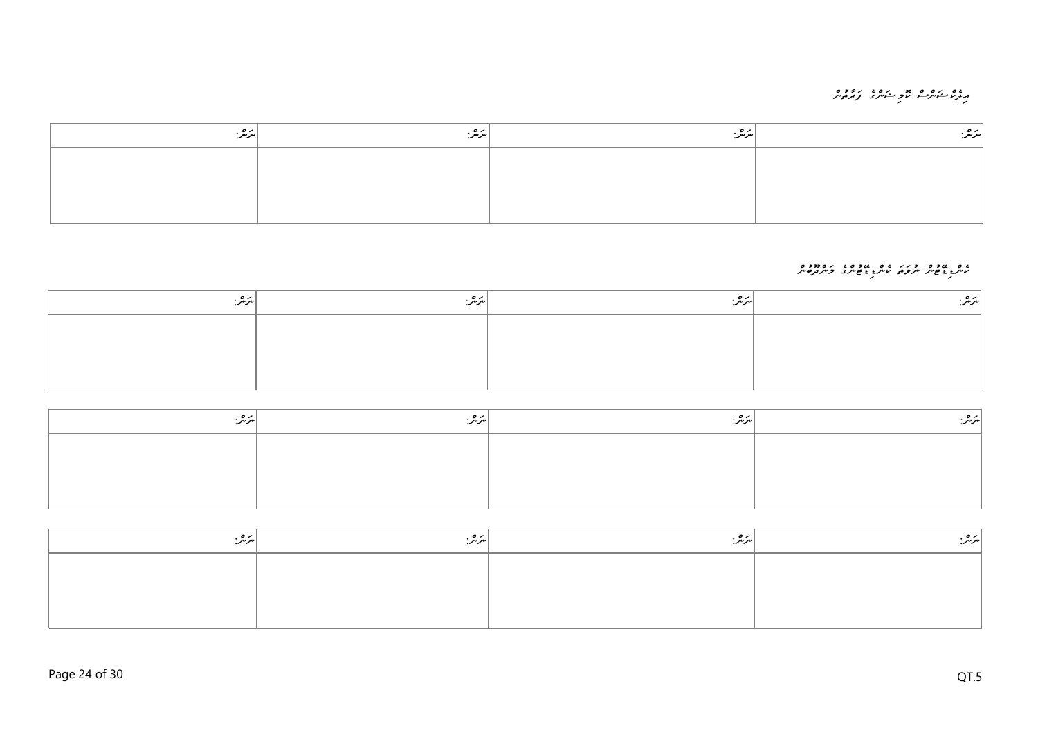# އިލެކްޝަންސް ކޮމިޝަނުގެ ފަރާތުން

| ނަންބަރު: | ނަންބަރު: | ނަންބަރު: | ނަންބަރު: |
|---|---|---|---|
| | | | |

## ކެންޑިޑޭޓުން ނަގާފައި ކެންޑިޑޭޓުންގެ މަންދޫބުން

| ނަންބަރު: | ނަންބަރު: | ނަންބަރު: | ނަންބަރު: |
|---|---|---|---|
| | | | |

| ނަންބަރު: | ނަންބަރު: | ނަންބަރު: | ނަންބަރު: |
|---|---|---|---|
| | | | |

| ނަންބަރު: | ނަންބަރު: | ނަންބަރު: | ނަންބަރު: |
|---|---|---|---|
| | | | |

QT.5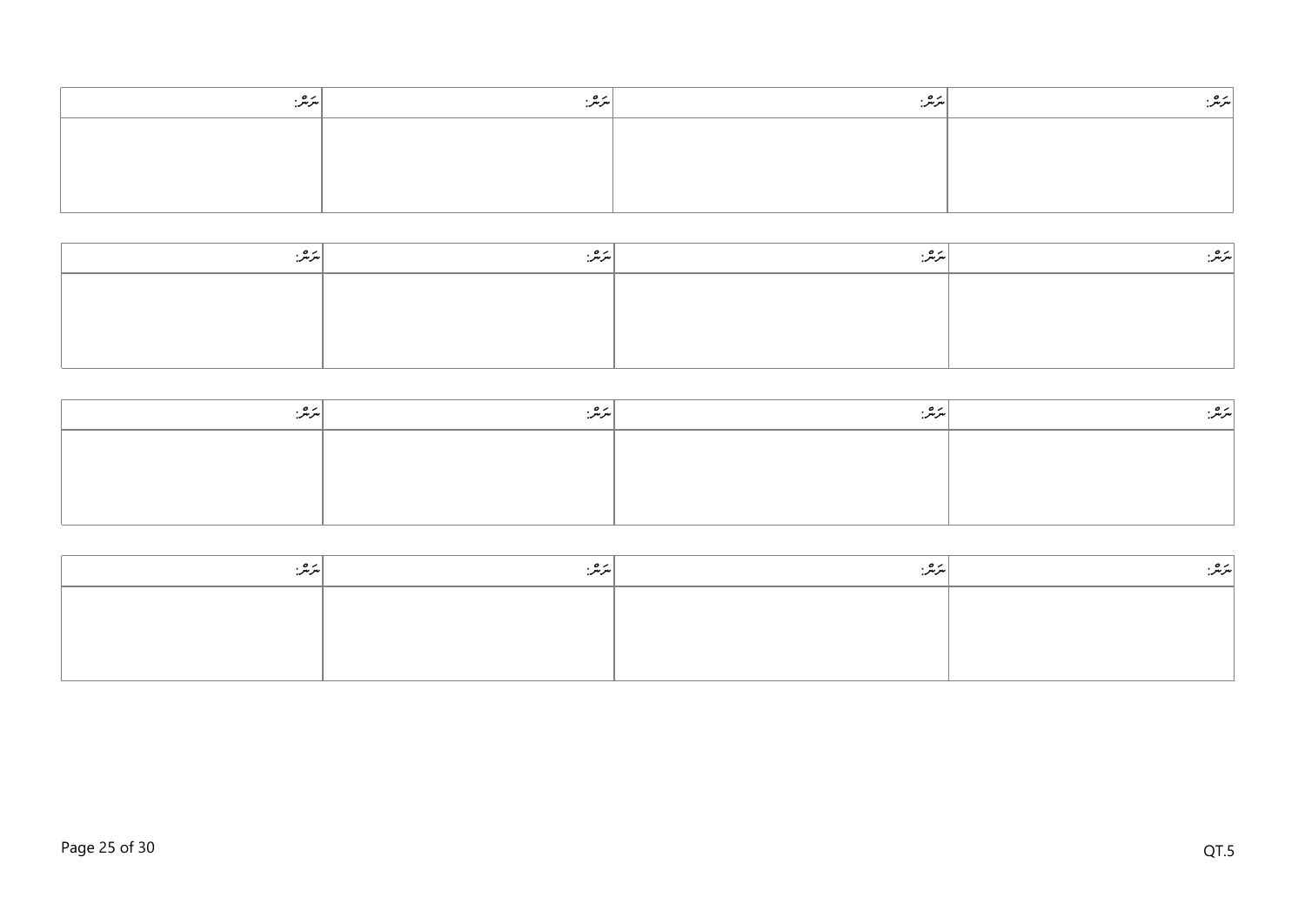| ނަންބަރު: | ނަންބަރު: | ނަންބަރު: | ނަންބަރު: |
| --- | --- | --- | --- |
| | | | |

| ނަންބަރު: | ނަންބަރު: | ނަންބަރު: | ނަންބަރު: |
| --- | --- | --- | --- |
| | | | |

| ނަންބަރު: | ނަންބަރު: | ނަންބަރު: | ނަންބަރު: |
| --- | --- | --- | --- |
| | | | |

| ނަންބަރު: | ނަންބަރު: | ނަންބަރު: | ނަންބަރު: |
| --- | --- | --- | --- |
| | | | |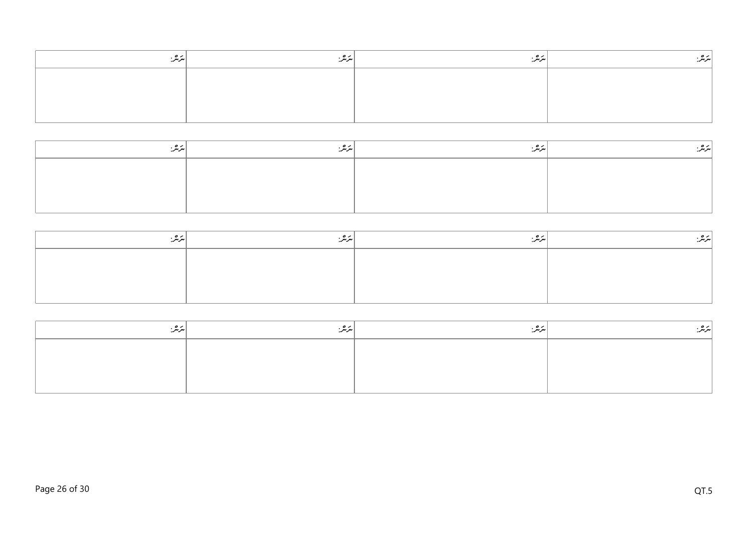| ނަރުދ: | ނަރުދ: | ނަރުދ: | ނަރުދ: |
| --- | --- | --- | --- |
| | | | |

| ނަރުދ: | ނަރުދ: | ނަރުދ: | ނަރުދ: |
| --- | --- | --- | --- |
| | | | |

| ނަރުދ: | ނަރުދ: | ނަރުދ: | ނަރުދ: |
| --- | --- | --- | --- |
| | | | |

| ނަރުދ: | ނަރުދ: | ނަރުދ: | ނަރުދ: |
| --- | --- | --- | --- |
| | | | |

QT.5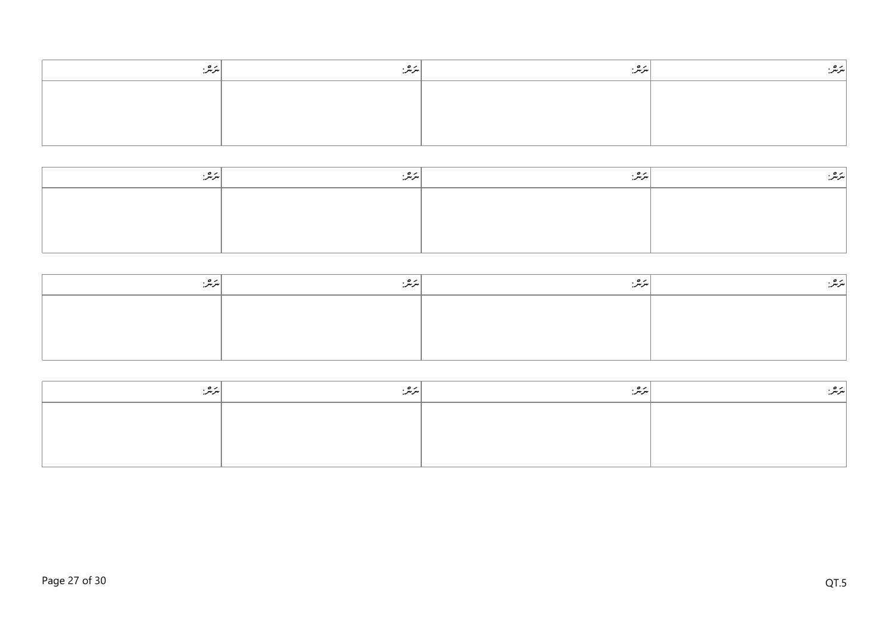| ނަންބަރު: | ނަންބަރު: | ނަންބަރު: | ނަންބަރު: |
|---|---|---|---|
| | | | |

| ނަންބަރު: | ނަންބަރު: | ނަންބަރު: | ނަންބަރު: |
|---|---|---|---|
| | | | |

| ނަންބަރު: | ނަންބަރު: | ނަންބަރު: | ނަންބަރު: |
|---|---|---|---|
| | | | |

| ނަންބަރު: | ނަންބަރު: | ނަންބަރު: | ނަންބަރު: |
|---|---|---|---|
| | | | |

QT.5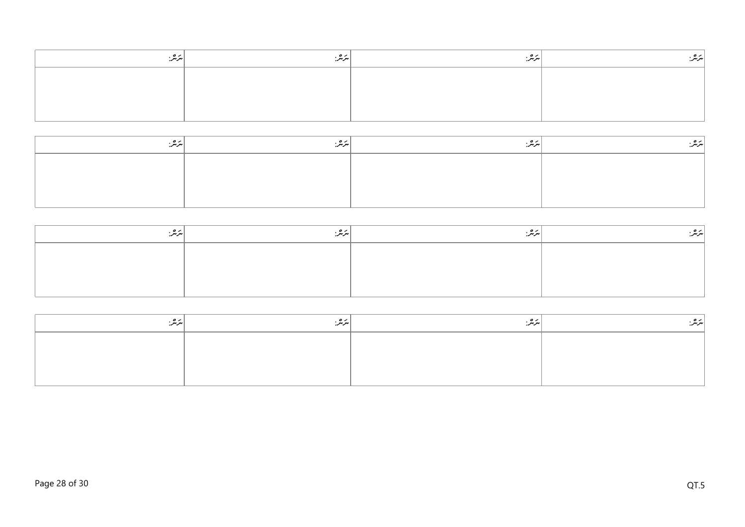| ނަރުދ: | ނަރުދ: | ނަރުދ: | ނަރުދ: |
| --- | --- | --- | --- |
| | | | |

| ނަރުދ: | ނަރުދ: | ނަރުދ: | ނަރުދ: |
| --- | --- | --- | --- |
| | | | |

| ނަރުދ: | ނަރުދ: | ނަރުދ: | ނަރުދ: |
| --- | --- | --- | --- |
| | | | |

| ނަރުދ: | ނަރުދ: | ނަރުދ: | ނަރުދ: |
| --- | --- | --- | --- |
| | | | |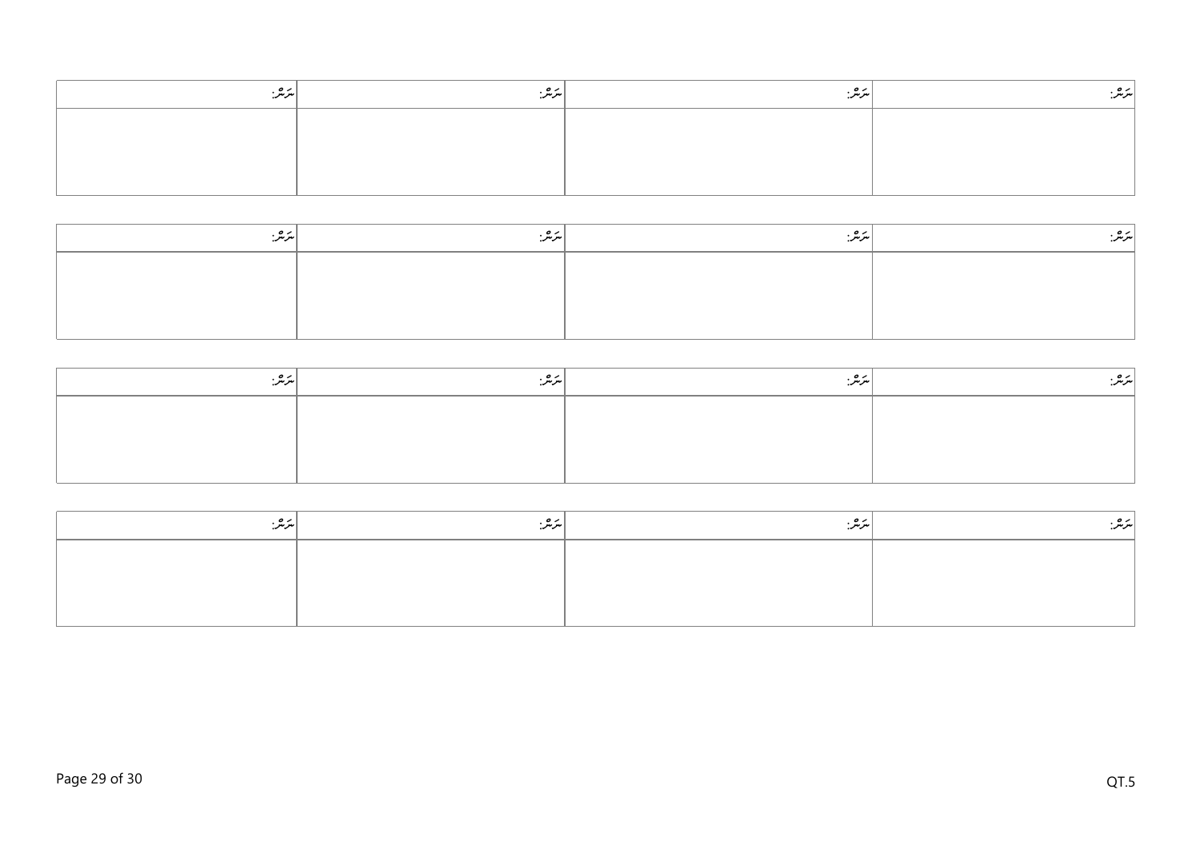| ނަންބަރ: | ނަންބަރ: | ނަންބަރ: | ނަންބަރ: |
| --- | --- | --- | --- |
| | | | |

| ނަންބަރ: | ނަންބަރ: | ނަންބަރ: | ނަންބަރ: |
| --- | --- | --- | --- |
| | | | |

| ނަންބަރ: | ނަންބަރ: | ނަންބަރ: | ނަންބަރ: |
| --- | --- | --- | --- |
| | | | |

| ނަންބަރ: | ނަންބަރ: | ނަންބަރ: | ނަންބަރ: |
| --- | --- | --- | --- |
| | | | |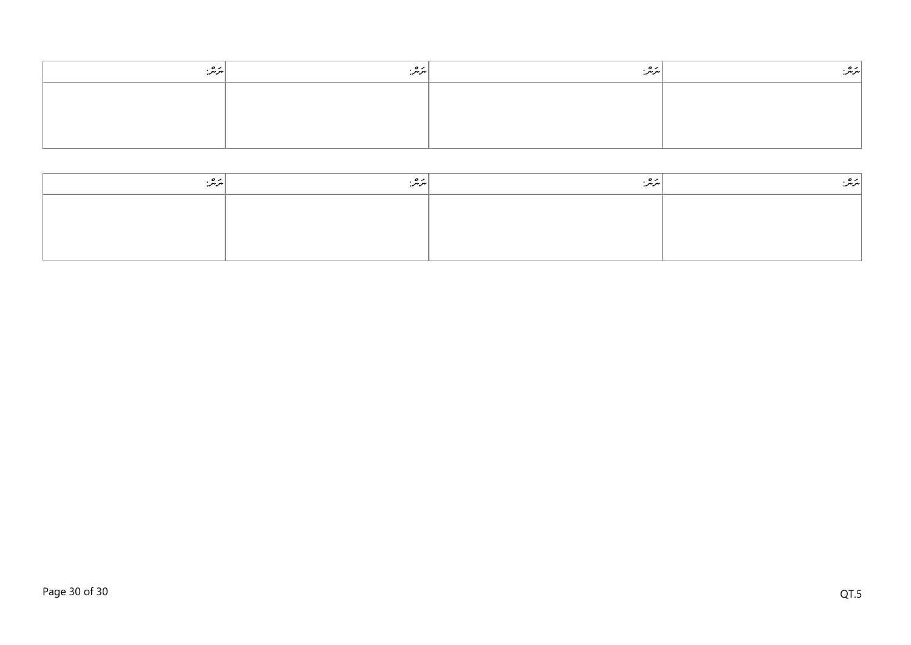| ނަންބަރު: | ނަންބަރު: | ނަންބަރު: | ނަންބަރު: |
|---|---|---|---|
| | | | |

| ނަންބަރު: | ނަންބަރު: | ނަންބަރު: | ނަންބަރު: |
|---|---|---|---|
| | | | |